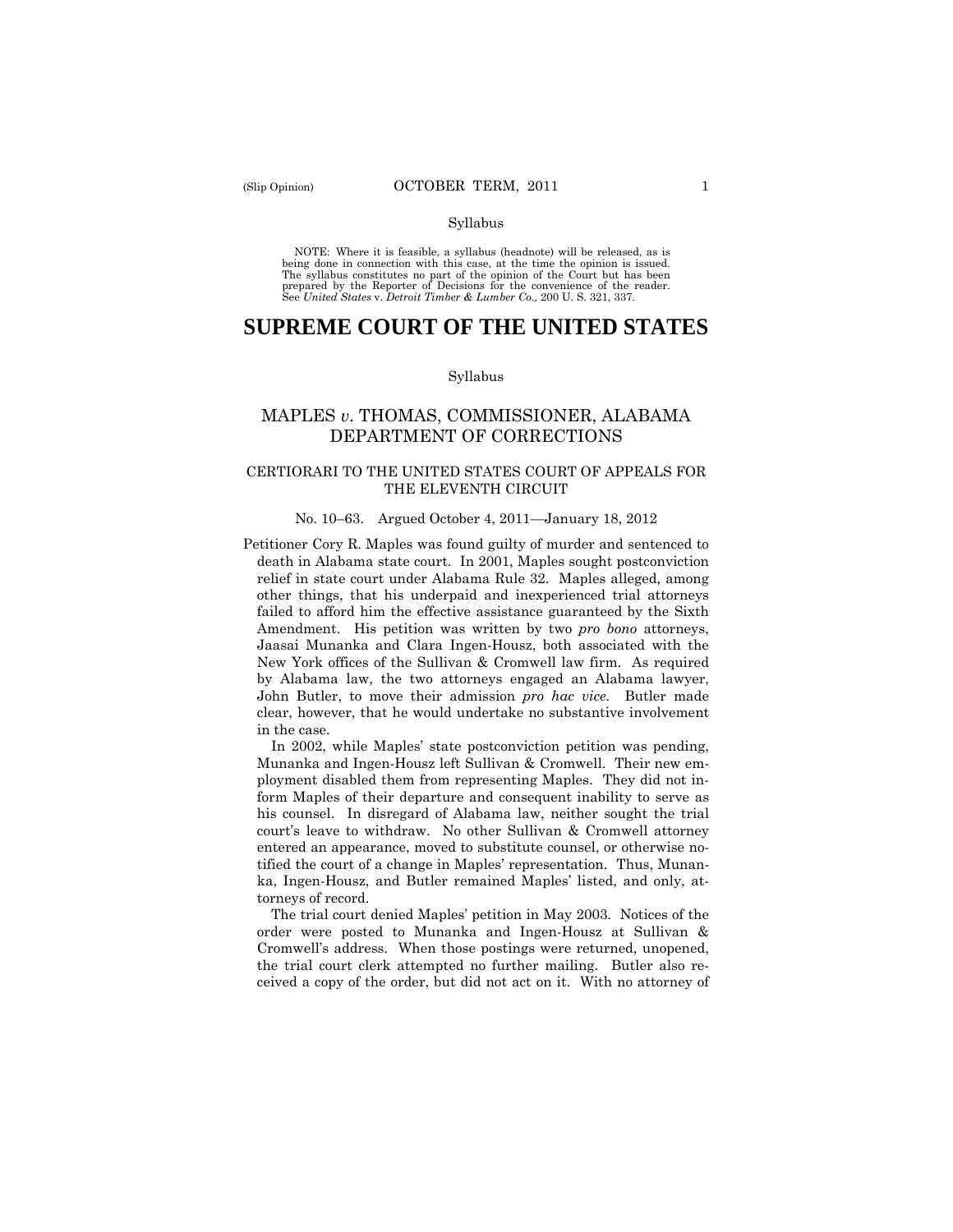Syllabus

NOTE: Where it is feasible, a syllabus (headnote) will be released, as is being done in connection with this case, at the time the opinion is issued. The syllabus constitutes no part of the opinion of the Court but has been prepared by the Reporter of Decisions for the convenience of the reader. See *United States* v. *Detroit Timber & Lumber Co.,* 200 U. S. 321, 337.

# SUPREME COURT OF THE UNITED STATES

Syllabus

## MAPLES *v*. THOMAS, COMMISSIONER, ALABAMA DEPARTMENT OF CORRECTIONS

### CERTIORARI TO THE UNITED STATES COURT OF APPEALS FOR THE ELEVENTH CIRCUIT

No. 10–63. Argued October 4, 2011—January 18, 2012

Petitioner Cory R. Maples was found guilty of murder and sentenced to death in Alabama state court. In 2001, Maples sought postconviction relief in state court under Alabama Rule 32. Maples alleged, among other things, that his underpaid and inexperienced trial attorneys failed to afford him the effective assistance guaranteed by the Sixth Amendment. His petition was written by two *pro bono* attorneys, Jaasai Munanka and Clara Ingen-Housz, both associated with the New York offices of the Sullivan & Cromwell law firm. As required by Alabama law, the two attorneys engaged an Alabama lawyer, John Butler, to move their admission *pro hac vice*. Butler made clear, however, that he would undertake no substantive involvement in the case.

In 2002, while Maples' state postconviction petition was pending, Munanka and Ingen-Housz left Sullivan & Cromwell. Their new employment disabled them from representing Maples. They did not inform Maples of their departure and consequent inability to serve as his counsel. In disregard of Alabama law, neither sought the trial court's leave to withdraw. No other Sullivan & Cromwell attorney entered an appearance, moved to substitute counsel, or otherwise notified the court of a change in Maples' representation. Thus, Munanka, Ingen-Housz, and Butler remained Maples' listed, and only, attorneys of record.

The trial court denied Maples' petition in May 2003. Notices of the order were posted to Munanka and Ingen-Housz at Sullivan & Cromwell's address. When those postings were returned, unopened, the trial court clerk attempted no further mailing. Butler also received a copy of the order, but did not act on it. With no attorney of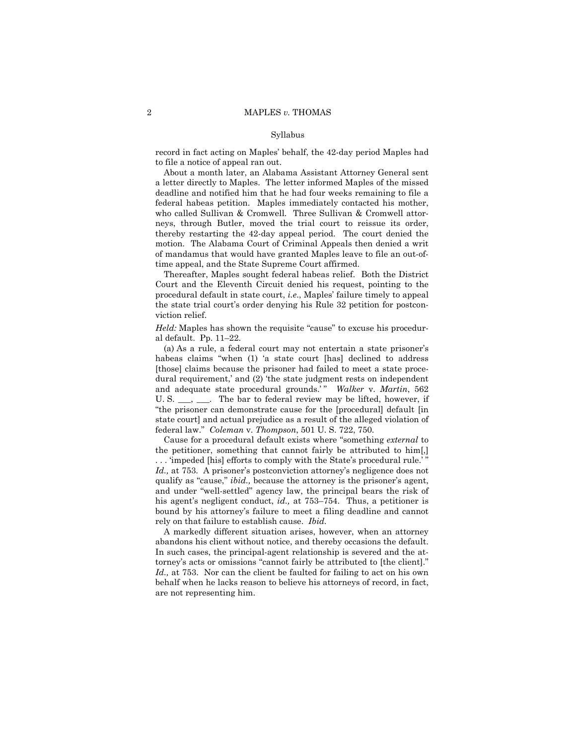Syllabus

record in fact acting on Maples' behalf, the 42-day period Maples had to file a notice of appeal ran out.

About a month later, an Alabama Assistant Attorney General sent a letter directly to Maples. The letter informed Maples of the missed deadline and notified him that he had four weeks remaining to file a federal habeas petition. Maples immediately contacted his mother, who called Sullivan & Cromwell. Three Sullivan & Cromwell attorneys, through Butler, moved the trial court to reissue its order, thereby restarting the 42-day appeal period. The court denied the motion. The Alabama Court of Criminal Appeals then denied a writ of mandamus that would have granted Maples leave to file an out-of-time appeal, and the State Supreme Court affirmed.

Thereafter, Maples sought federal habeas relief. Both the District Court and the Eleventh Circuit denied his request, pointing to the procedural default in state court, *i.e.*, Maples' failure timely to appeal the state trial court's order denying his Rule 32 petition for postconviction relief.

*Held:* Maples has shown the requisite "cause" to excuse his procedural default. Pp. 11–22.

(a) As a rule, a federal court may not entertain a state prisoner's habeas claims "when (1) 'a state court [has] declined to address [those] claims because the prisoner had failed to meet a state procedural requirement,' and (2) 'the state judgment rests on independent and adequate state procedural grounds.'" *Walker* v. *Martin*, 562 U. S. ___, ___. The bar to federal review may be lifted, however, if "the prisoner can demonstrate cause for the [procedural] default [in state court] and actual prejudice as a result of the alleged violation of federal law." *Coleman* v. *Thompson*, 501 U. S. 722, 750.

Cause for a procedural default exists where "something *external* to the petitioner, something that cannot fairly be attributed to him[,] . . . 'impeded [his] efforts to comply with the State's procedural rule.'" *Id.,* at 753. A prisoner's postconviction attorney's negligence does not qualify as "cause," *ibid.,* because the attorney is the prisoner's agent, and under "well-settled" agency law, the principal bears the risk of his agent's negligent conduct, *id.,* at 753–754. Thus, a petitioner is bound by his attorney's failure to meet a filing deadline and cannot rely on that failure to establish cause. *Ibid.*

A markedly different situation arises, however, when an attorney abandons his client without notice, and thereby occasions the default. In such cases, the principal-agent relationship is severed and the attorney's acts or omissions "cannot fairly be attributed to [the client]." *Id.,* at 753. Nor can the client be faulted for failing to act on his own behalf when he lacks reason to believe his attorneys of record, in fact, are not representing him.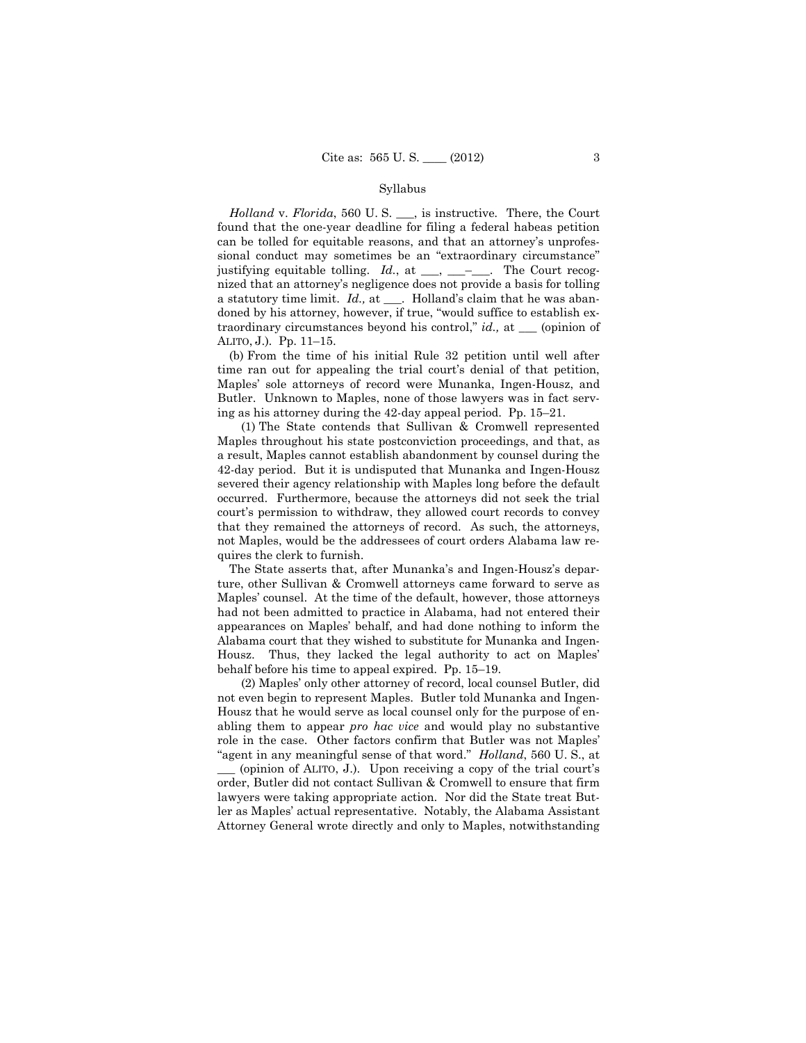Syllabus

*Holland* v. *Florida*, 560 U. S. ___, is instructive. There, the Court found that the one-year deadline for filing a federal habeas petition can be tolled for equitable reasons, and that an attorney's unprofessional conduct may sometimes be an "extraordinary circumstance" justifying equitable tolling. *Id.*, at ___, ___–___. The Court recognized that an attorney's negligence does not provide a basis for tolling a statutory time limit. *Id.,* at ___. Holland's claim that he was abandoned by his attorney, however, if true, "would suffice to establish extraordinary circumstances beyond his control," *id.,* at ___ (opinion of ALITO, J.). Pp. 11–15.

(b) From the time of his initial Rule 32 petition until well after time ran out for appealing the trial court's denial of that petition, Maples' sole attorneys of record were Munanka, Ingen-Housz, and Butler. Unknown to Maples, none of those lawyers was in fact serving as his attorney during the 42-day appeal period. Pp. 15–21.

(1) The State contends that Sullivan & Cromwell represented Maples throughout his state postconviction proceedings, and that, as a result, Maples cannot establish abandonment by counsel during the 42-day period. But it is undisputed that Munanka and Ingen-Housz severed their agency relationship with Maples long before the default occurred. Furthermore, because the attorneys did not seek the trial court's permission to withdraw, they allowed court records to convey that they remained the attorneys of record. As such, the attorneys, not Maples, would be the addressees of court orders Alabama law requires the clerk to furnish.

The State asserts that, after Munanka's and Ingen-Housz's departure, other Sullivan & Cromwell attorneys came forward to serve as Maples' counsel. At the time of the default, however, those attorneys had not been admitted to practice in Alabama, had not entered their appearances on Maples' behalf, and had done nothing to inform the Alabama court that they wished to substitute for Munanka and Ingen-Housz. Thus, they lacked the legal authority to act on Maples' behalf before his time to appeal expired. Pp. 15–19.

(2) Maples' only other attorney of record, local counsel Butler, did not even begin to represent Maples. Butler told Munanka and Ingen-Housz that he would serve as local counsel only for the purpose of enabling them to appear *pro hac vice* and would play no substantive role in the case. Other factors confirm that Butler was not Maples' "agent in any meaningful sense of that word." *Holland*, 560 U. S., at ___ (opinion of ALITO, J.). Upon receiving a copy of the trial court's order, Butler did not contact Sullivan & Cromwell to ensure that firm lawyers were taking appropriate action. Nor did the State treat Butler as Maples' actual representative. Notably, the Alabama Assistant Attorney General wrote directly and only to Maples, notwithstanding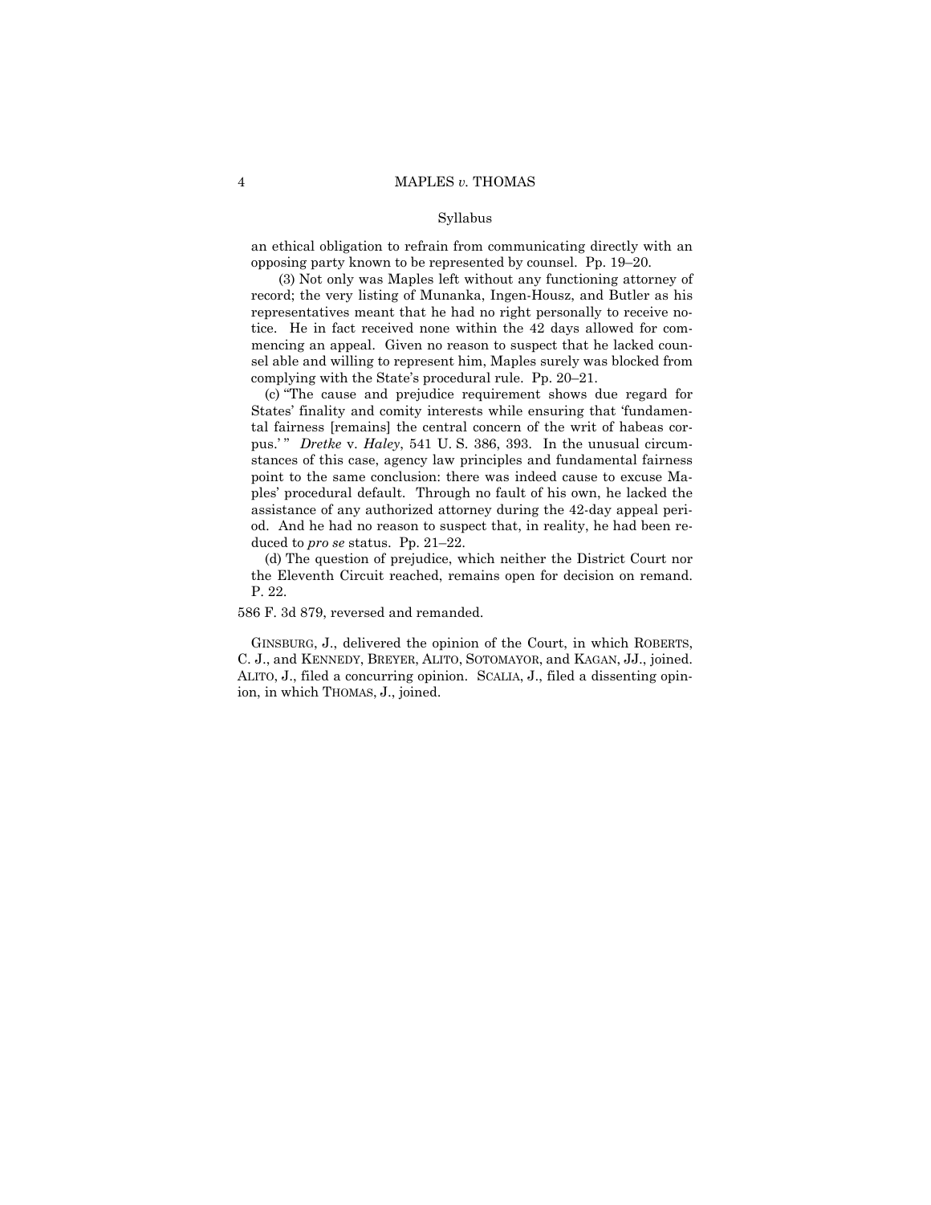an ethical obligation to refrain from communicating directly with an opposing party known to be represented by counsel. Pp. 19–20.

(3) Not only was Maples left without any functioning attorney of record; the very listing of Munanka, Ingen-Housz, and Butler as his representatives meant that he had no right personally to receive notice. He in fact received none within the 42 days allowed for commencing an appeal. Given no reason to suspect that he lacked counsel able and willing to represent him, Maples surely was blocked from complying with the State's procedural rule. Pp. 20–21.

(c) "The cause and prejudice requirement shows due regard for States' finality and comity interests while ensuring that 'fundamental fairness [remains] the central concern of the writ of habeas corpus.' " *Dretke* v. *Haley*, 541 U. S. 386, 393. In the unusual circumstances of this case, agency law principles and fundamental fairness point to the same conclusion: there was indeed cause to excuse Maples' procedural default. Through no fault of his own, he lacked the assistance of any authorized attorney during the 42-day appeal period. And he had no reason to suspect that, in reality, he had been reduced to *pro se* status. Pp. 21–22.

(d) The question of prejudice, which neither the District Court nor the Eleventh Circuit reached, remains open for decision on remand. P. 22.

586 F. 3d 879, reversed and remanded.

GINSBURG, J., delivered the opinion of the Court, in which ROBERTS, C. J., and KENNEDY, BREYER, ALITO, SOTOMAYOR, and KAGAN, JJ., joined. ALITO, J., filed a concurring opinion. SCALIA, J., filed a dissenting opinion, in which THOMAS, J., joined.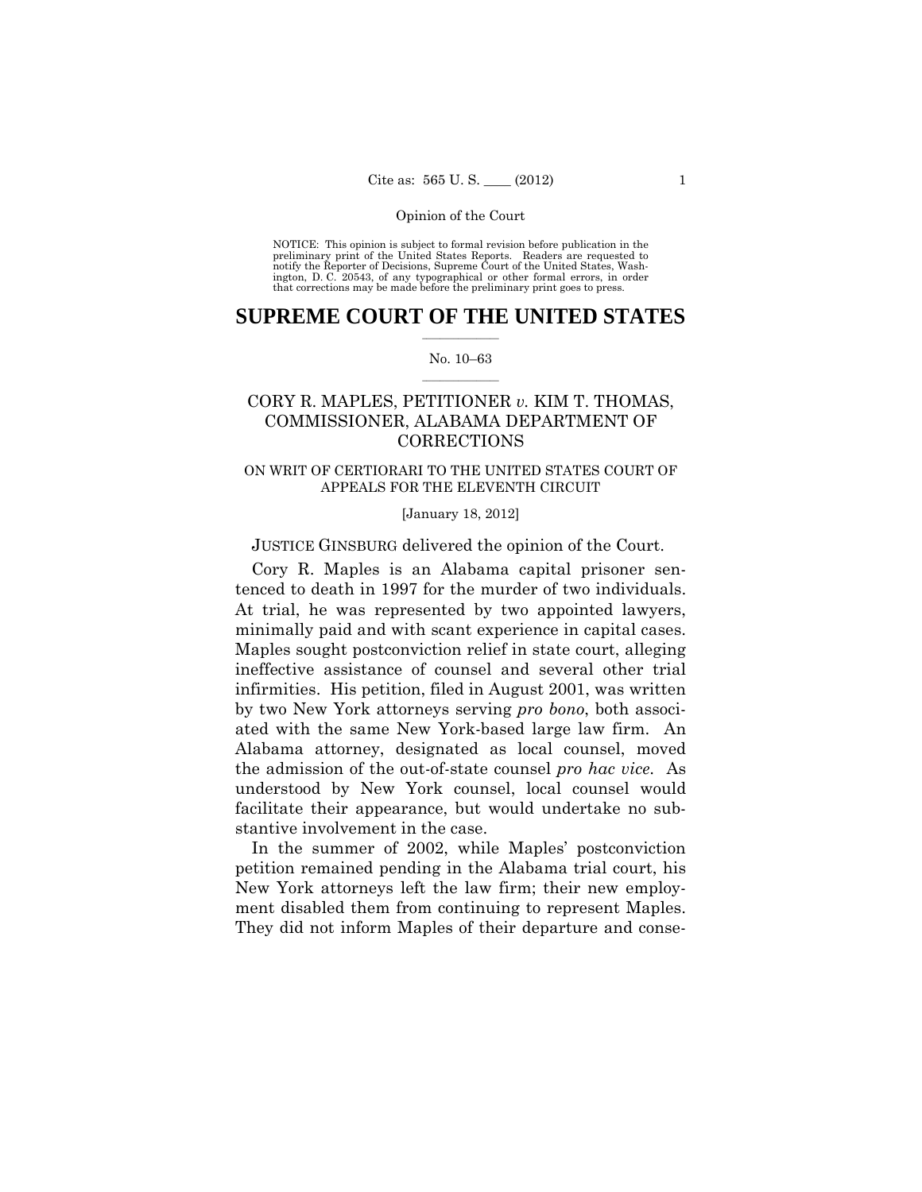Opinion of the Court

NOTICE: This opinion is subject to formal revision before publication in the preliminary print of the United States Reports. Readers are requested to notify the Reporter of Decisions, Supreme Court of the United States, Washington, D. C. 20543, of any typographical or other formal errors, in order that corrections may be made before the preliminary print goes to press.

# SUPREME COURT OF THE UNITED STATES

No. 10–63

## CORY R. MAPLES, PETITIONER *v.* KIM T. THOMAS, COMMISSIONER, ALABAMA DEPARTMENT OF CORRECTIONS

ON WRIT OF CERTIORARI TO THE UNITED STATES COURT OF APPEALS FOR THE ELEVENTH CIRCUIT

[January 18, 2012]

JUSTICE GINSBURG delivered the opinion of the Court.

Cory R. Maples is an Alabama capital prisoner sentenced to death in 1997 for the murder of two individuals. At trial, he was represented by two appointed lawyers, minimally paid and with scant experience in capital cases. Maples sought postconviction relief in state court, alleging ineffective assistance of counsel and several other trial infirmities. His petition, filed in August 2001, was written by two New York attorneys serving *pro bono*, both associated with the same New York-based large law firm. An Alabama attorney, designated as local counsel, moved the admission of the out-of-state counsel *pro hac vice*. As understood by New York counsel, local counsel would facilitate their appearance, but would undertake no substantive involvement in the case.

In the summer of 2002, while Maples' postconviction petition remained pending in the Alabama trial court, his New York attorneys left the law firm; their new employment disabled them from continuing to represent Maples. They did not inform Maples of their departure and conse-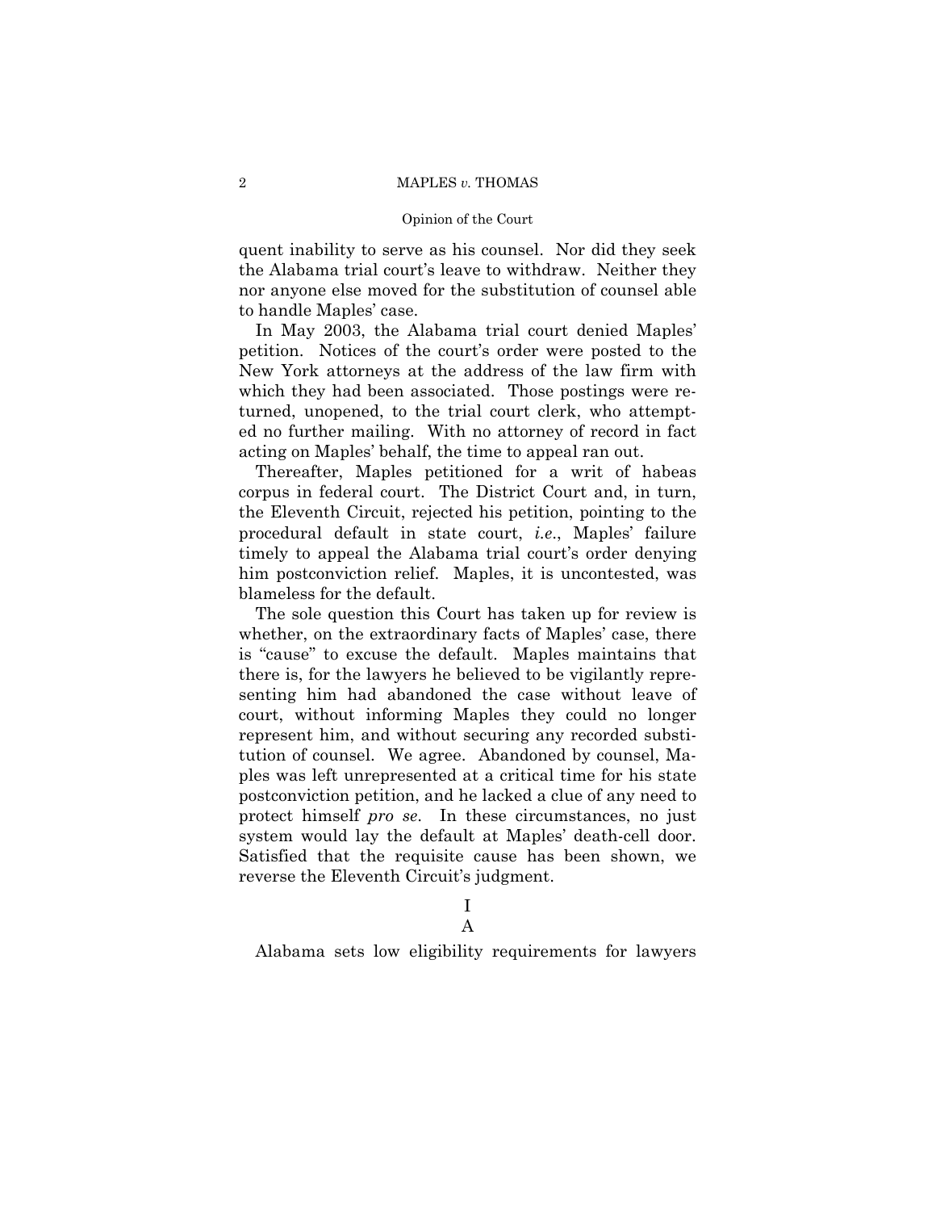quent inability to serve as his counsel. Nor did they seek the Alabama trial court's leave to withdraw. Neither they nor anyone else moved for the substitution of counsel able to handle Maples' case.

In May 2003, the Alabama trial court denied Maples' petition. Notices of the court's order were posted to the New York attorneys at the address of the law firm with which they had been associated. Those postings were returned, unopened, to the trial court clerk, who attempted no further mailing. With no attorney of record in fact acting on Maples' behalf, the time to appeal ran out.

Thereafter, Maples petitioned for a writ of habeas corpus in federal court. The District Court and, in turn, the Eleventh Circuit, rejected his petition, pointing to the procedural default in state court, *i.e.*, Maples' failure timely to appeal the Alabama trial court's order denying him postconviction relief. Maples, it is uncontested, was blameless for the default.

The sole question this Court has taken up for review is whether, on the extraordinary facts of Maples' case, there is "cause" to excuse the default. Maples maintains that there is, for the lawyers he believed to be vigilantly representing him had abandoned the case without leave of court, without informing Maples they could no longer represent him, and without securing any recorded substitution of counsel. We agree. Abandoned by counsel, Maples was left unrepresented at a critical time for his state postconviction petition, and he lacked a clue of any need to protect himself *pro se*. In these circumstances, no just system would lay the default at Maples' death-cell door. Satisfied that the requisite cause has been shown, we reverse the Eleventh Circuit's judgment.

# I

## A

Alabama sets low eligibility requirements for lawyers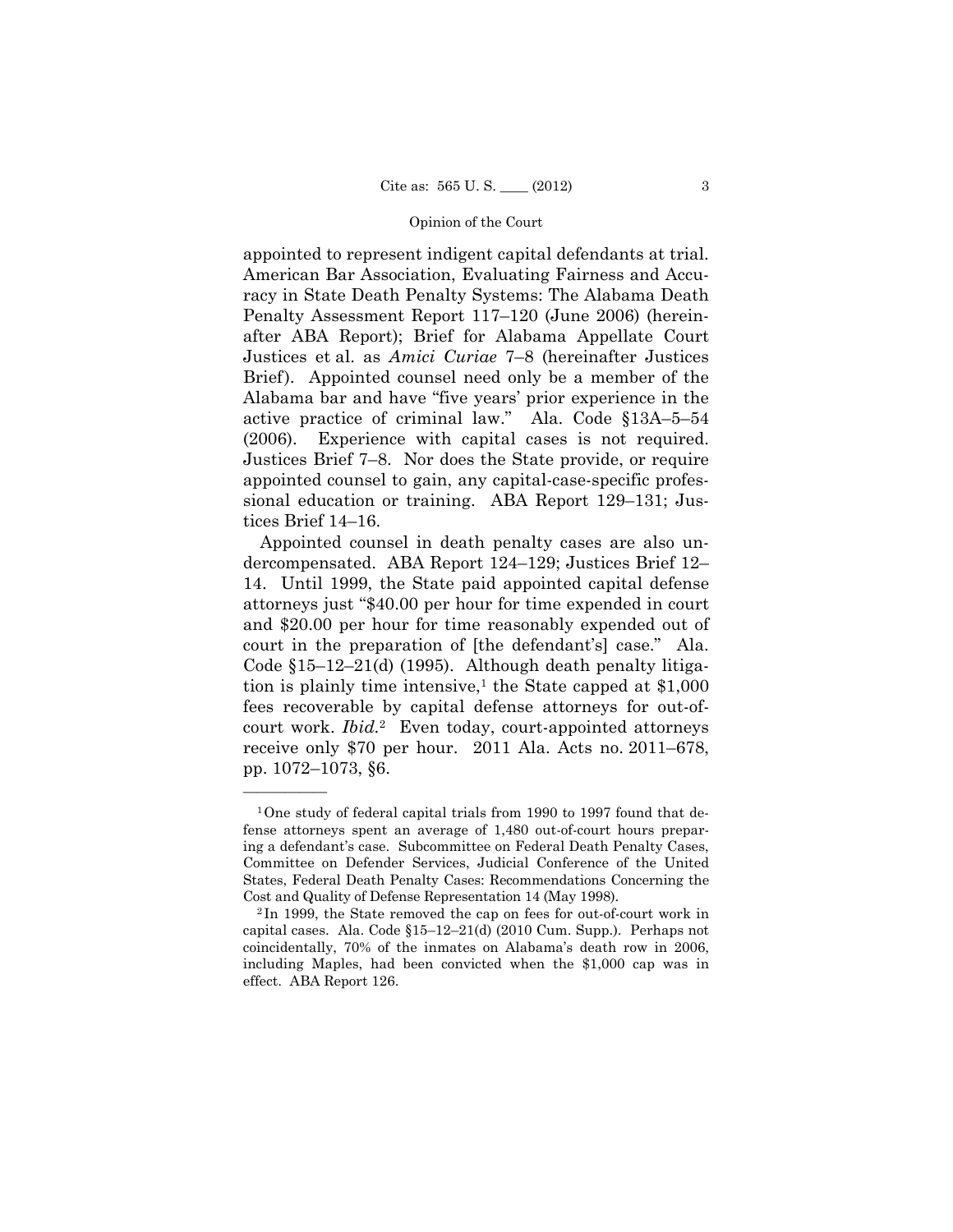appointed to represent indigent capital defendants at trial. American Bar Association, Evaluating Fairness and Accuracy in State Death Penalty Systems: The Alabama Death Penalty Assessment Report 117–120 (June 2006) (hereinafter ABA Report); Brief for Alabama Appellate Court Justices et al. as *Amici Curiae* 7–8 (hereinafter Justices Brief). Appointed counsel need only be a member of the Alabama bar and have "five years' prior experience in the active practice of criminal law." Ala. Code §13A–5–54 (2006). Experience with capital cases is not required. Justices Brief 7–8. Nor does the State provide, or require appointed counsel to gain, any capital-case-specific professional education or training. ABA Report 129–131; Justices Brief 14–16.

Appointed counsel in death penalty cases are also undercompensated. ABA Report 124–129; Justices Brief 12–14. Until 1999, the State paid appointed capital defense attorneys just "$40.00 per hour for time expended in court and $20.00 per hour for time reasonably expended out of court in the preparation of [the defendant's] case." Ala. Code §15–12–21(d) (1995). Although death penalty litigation is plainly time intensive,[1] the State capped at $1,000 fees recoverable by capital defense attorneys for out-of-court work. *Ibid.*[2] Even today, court-appointed attorneys receive only $70 per hour. 2011 Ala. Acts no. 2011–678, pp. 1072–1073, §6.

---

[1] One study of federal capital trials from 1990 to 1997 found that defense attorneys spent an average of 1,480 out-of-court hours preparing a defendant's case. Subcommittee on Federal Death Penalty Cases, Committee on Defender Services, Judicial Conference of the United States, Federal Death Penalty Cases: Recommendations Concerning the Cost and Quality of Defense Representation 14 (May 1998).

[2] In 1999, the State removed the cap on fees for out-of-court work in capital cases. Ala. Code §15–12–21(d) (2010 Cum. Supp.). Perhaps not coincidentally, 70% of the inmates on Alabama's death row in 2006, including Maples, had been convicted when the $1,000 cap was in effect. ABA Report 126.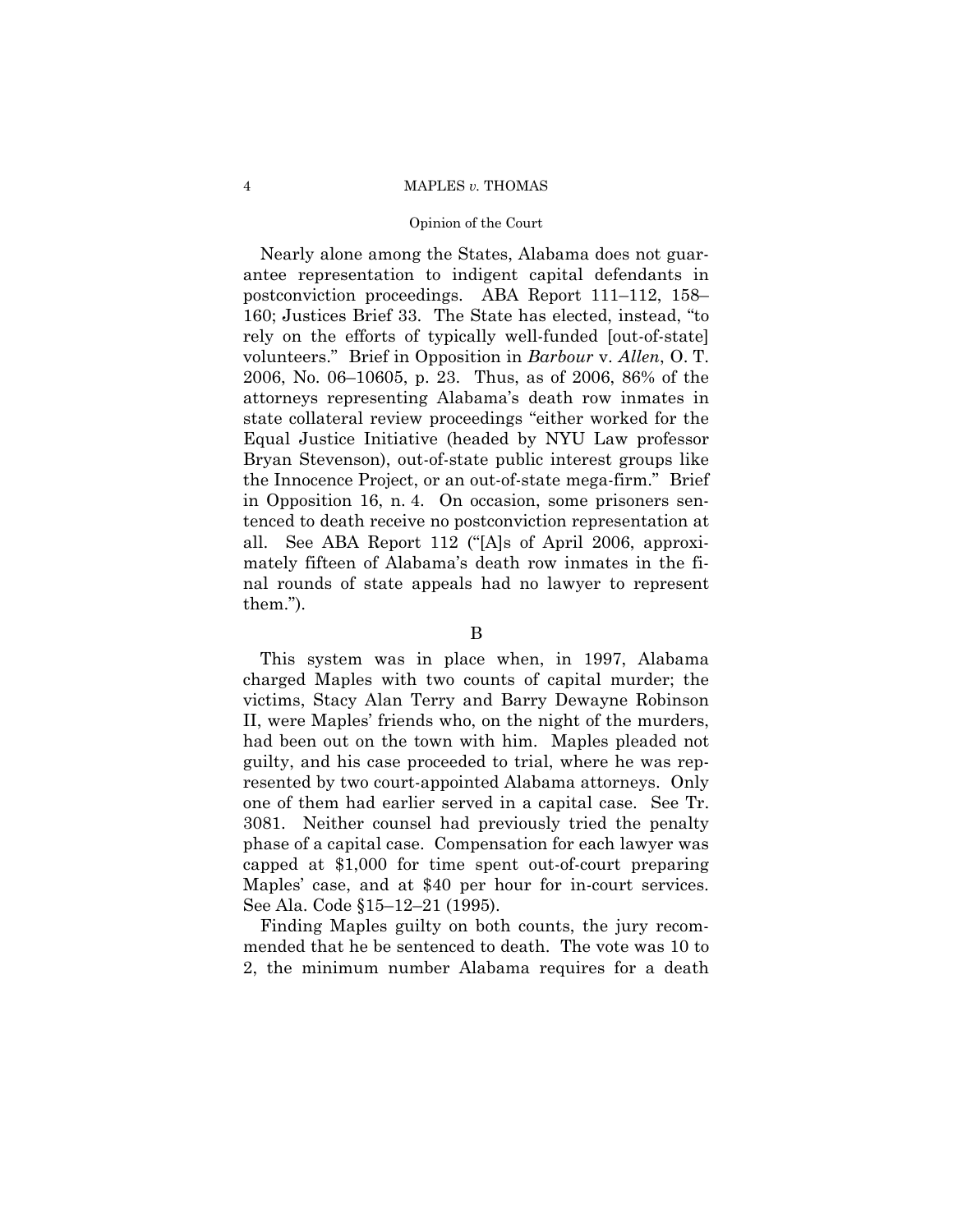Nearly alone among the States, Alabama does not guarantee representation to indigent capital defendants in postconviction proceedings. ABA Report 111–112, 158–160; Justices Brief 33. The State has elected, instead, "to rely on the efforts of typically well-funded [out-of-state] volunteers." Brief in Opposition in *Barbour* v. *Allen*, O. T. 2006, No. 06–10605, p. 23. Thus, as of 2006, 86% of the attorneys representing Alabama's death row inmates in state collateral review proceedings "either worked for the Equal Justice Initiative (headed by NYU Law professor Bryan Stevenson), out-of-state public interest groups like the Innocence Project, or an out-of-state mega-firm." Brief in Opposition 16, n. 4. On occasion, some prisoners sentenced to death receive no postconviction representation at all. See ABA Report 112 ("[A]s of April 2006, approximately fifteen of Alabama's death row inmates in the final rounds of state appeals had no lawyer to represent them.").

B

This system was in place when, in 1997, Alabama charged Maples with two counts of capital murder; the victims, Stacy Alan Terry and Barry Dewayne Robinson II, were Maples' friends who, on the night of the murders, had been out on the town with him. Maples pleaded not guilty, and his case proceeded to trial, where he was represented by two court-appointed Alabama attorneys. Only one of them had earlier served in a capital case. See Tr. 3081. Neither counsel had previously tried the penalty phase of a capital case. Compensation for each lawyer was capped at $1,000 for time spent out-of-court preparing Maples' case, and at $40 per hour for in-court services. See Ala. Code §15–12–21 (1995).

Finding Maples guilty on both counts, the jury recommended that he be sentenced to death. The vote was 10 to 2, the minimum number Alabama requires for a death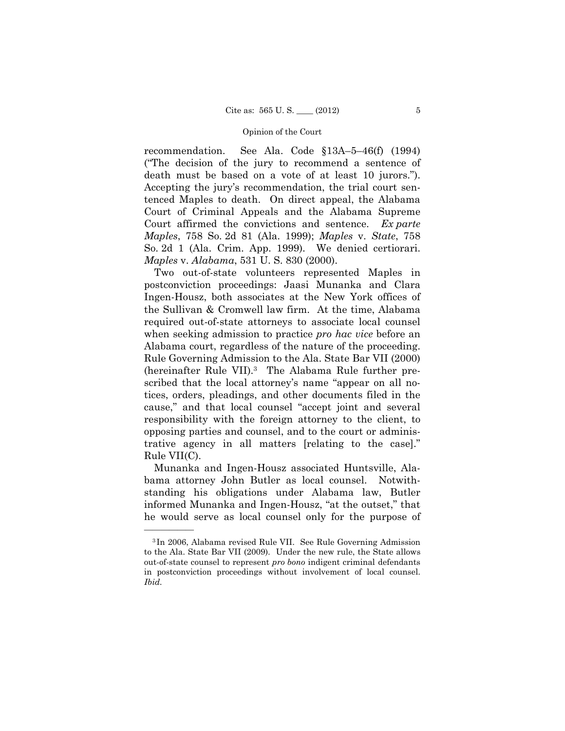recommendation. See Ala. Code §13A–5–46(f) (1994) ("The decision of the jury to recommend a sentence of death must be based on a vote of at least 10 jurors."). Accepting the jury's recommendation, the trial court sentenced Maples to death. On direct appeal, the Alabama Court of Criminal Appeals and the Alabama Supreme Court affirmed the convictions and sentence. *Ex parte Maples*, 758 So. 2d 81 (Ala. 1999); *Maples* v. *State*, 758 So. 2d 1 (Ala. Crim. App. 1999). We denied certiorari. *Maples* v. *Alabama*, 531 U. S. 830 (2000).

Two out-of-state volunteers represented Maples in postconviction proceedings: Jaasi Munanka and Clara Ingen-Housz, both associates at the New York offices of the Sullivan & Cromwell law firm. At the time, Alabama required out-of-state attorneys to associate local counsel when seeking admission to practice *pro hac vice* before an Alabama court, regardless of the nature of the proceeding. Rule Governing Admission to the Ala. State Bar VII (2000) (hereinafter Rule VII).[3] The Alabama Rule further prescribed that the local attorney's name "appear on all notices, orders, pleadings, and other documents filed in the cause," and that local counsel "accept joint and several responsibility with the foreign attorney to the client, to opposing parties and counsel, and to the court or administrative agency in all matters [relating to the case]." Rule VII(C).

Munanka and Ingen-Housz associated Huntsville, Alabama attorney John Butler as local counsel. Notwithstanding his obligations under Alabama law, Butler informed Munanka and Ingen-Housz, "at the outset," that he would serve as local counsel only for the purpose of

---

[3] In 2006, Alabama revised Rule VII. See Rule Governing Admission to the Ala. State Bar VII (2009). Under the new rule, the State allows out-of-state counsel to represent *pro bono* indigent criminal defendants in postconviction proceedings without involvement of local counsel. *Ibid.*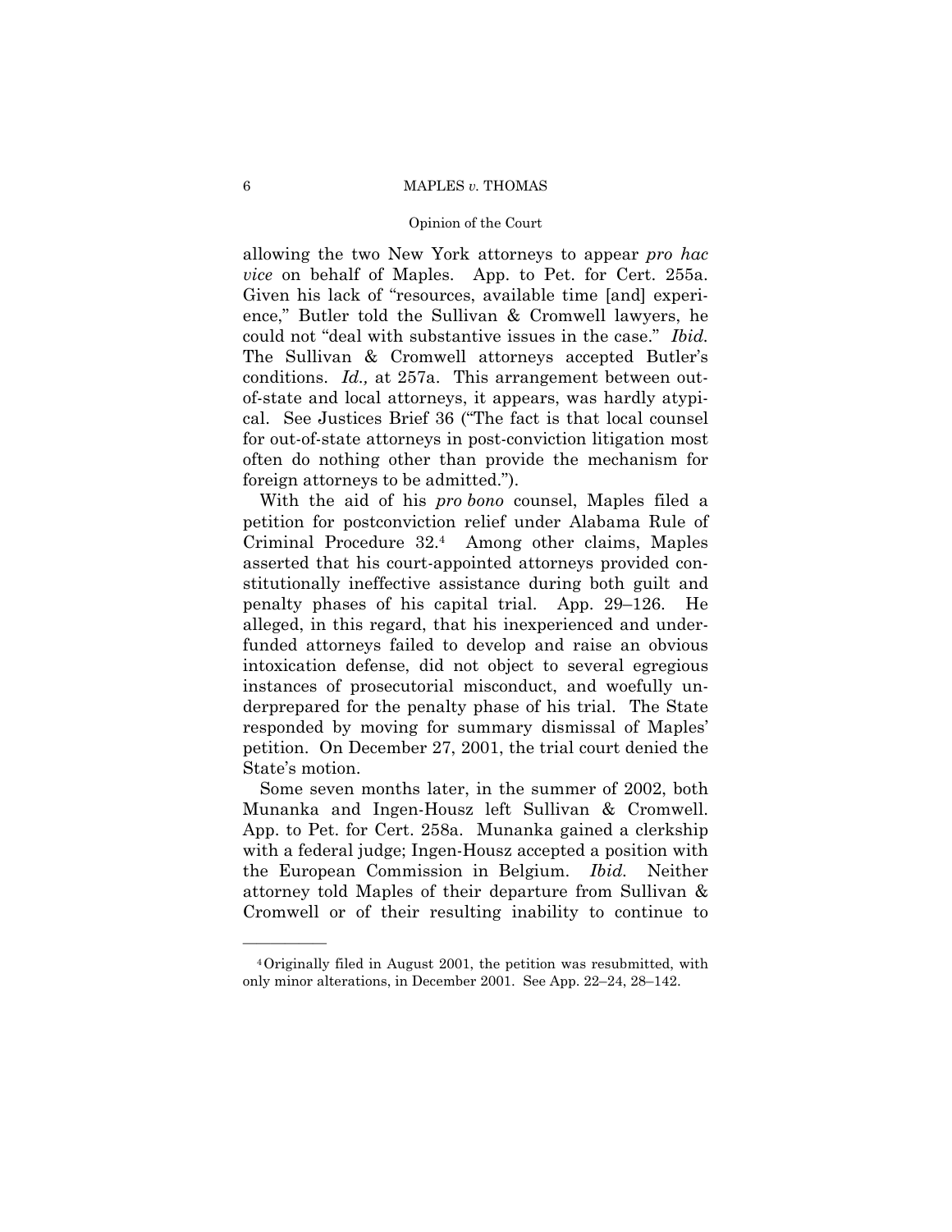allowing the two New York attorneys to appear *pro hac vice* on behalf of Maples. App. to Pet. for Cert. 255a. Given his lack of "resources, available time [and] experience," Butler told the Sullivan & Cromwell lawyers, he could not "deal with substantive issues in the case." *Ibid.* The Sullivan & Cromwell attorneys accepted Butler's conditions. *Id.,* at 257a. This arrangement between out-of-state and local attorneys, it appears, was hardly atypical. See Justices Brief 36 ("The fact is that local counsel for out-of-state attorneys in post-conviction litigation most often do nothing other than provide the mechanism for foreign attorneys to be admitted.").

With the aid of his *pro bono* counsel, Maples filed a petition for postconviction relief under Alabama Rule of Criminal Procedure 32.[4] Among other claims, Maples asserted that his court-appointed attorneys provided constitutionally ineffective assistance during both guilt and penalty phases of his capital trial. App. 29–126. He alleged, in this regard, that his inexperienced and underfunded attorneys failed to develop and raise an obvious intoxication defense, did not object to several egregious instances of prosecutorial misconduct, and woefully underprepared for the penalty phase of his trial. The State responded by moving for summary dismissal of Maples' petition. On December 27, 2001, the trial court denied the State's motion.

Some seven months later, in the summer of 2002, both Munanka and Ingen-Housz left Sullivan & Cromwell. App. to Pet. for Cert. 258a. Munanka gained a clerkship with a federal judge; Ingen-Housz accepted a position with the European Commission in Belgium. *Ibid.* Neither attorney told Maples of their departure from Sullivan & Cromwell or of their resulting inability to continue to

---

[4] Originally filed in August 2001, the petition was resubmitted, with only minor alterations, in December 2001. See App. 22–24, 28–142.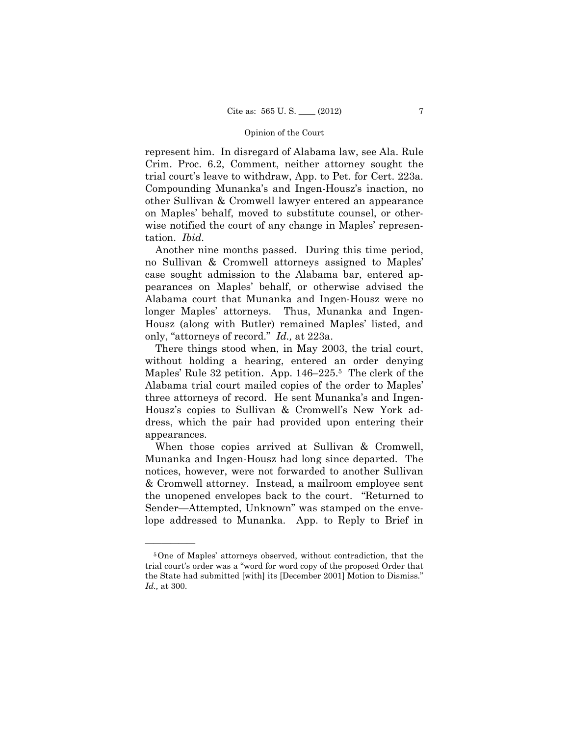represent him. In disregard of Alabama law, see Ala. Rule Crim. Proc. 6.2, Comment, neither attorney sought the trial court's leave to withdraw, App. to Pet. for Cert. 223a. Compounding Munanka's and Ingen-Housz's inaction, no other Sullivan & Cromwell lawyer entered an appearance on Maples' behalf, moved to substitute counsel, or otherwise notified the court of any change in Maples' representation. *Ibid.*

Another nine months passed. During this time period, no Sullivan & Cromwell attorneys assigned to Maples' case sought admission to the Alabama bar, entered appearances on Maples' behalf, or otherwise advised the Alabama court that Munanka and Ingen-Housz were no longer Maples' attorneys. Thus, Munanka and Ingen-Housz (along with Butler) remained Maples' listed, and only, "attorneys of record." *Id.,* at 223a.

There things stood when, in May 2003, the trial court, without holding a hearing, entered an order denying Maples' Rule 32 petition. App. 146–225.[5] The clerk of the Alabama trial court mailed copies of the order to Maples' three attorneys of record. He sent Munanka's and Ingen-Housz's copies to Sullivan & Cromwell's New York address, which the pair had provided upon entering their appearances.

When those copies arrived at Sullivan & Cromwell, Munanka and Ingen-Housz had long since departed. The notices, however, were not forwarded to another Sullivan & Cromwell attorney. Instead, a mailroom employee sent the unopened envelopes back to the court. "Returned to Sender—Attempted, Unknown" was stamped on the envelope addressed to Munanka. App. to Reply to Brief in

---

[5] One of Maples' attorneys observed, without contradiction, that the trial court's order was a "word for word copy of the proposed Order that the State had submitted [with] its [December 2001] Motion to Dismiss." *Id.,* at 300.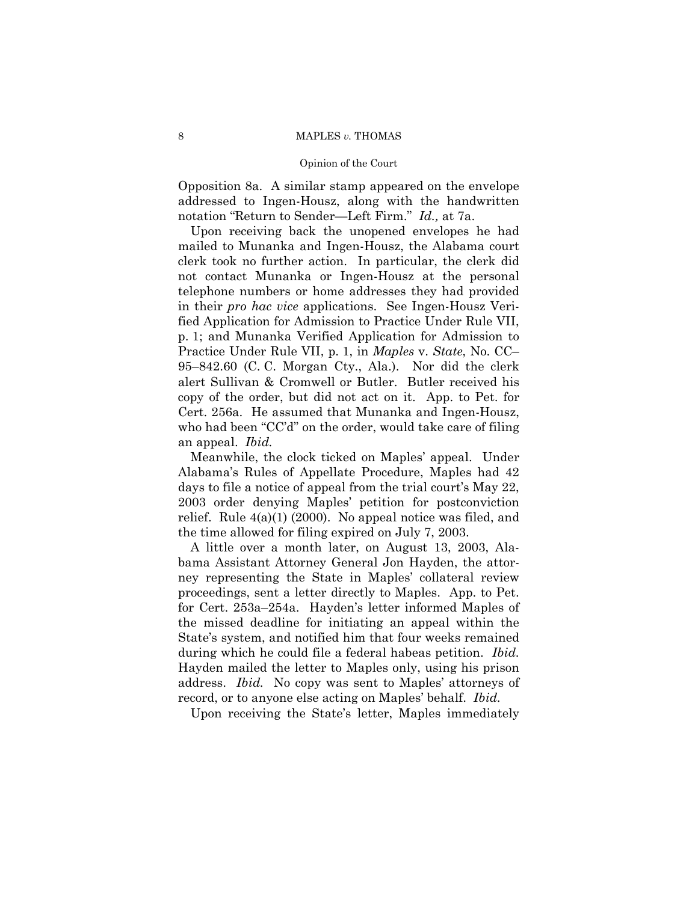Opposition 8a. A similar stamp appeared on the envelope addressed to Ingen-Housz, along with the handwritten notation "Return to Sender—Left Firm." *Id.,* at 7a.

Upon receiving back the unopened envelopes he had mailed to Munanka and Ingen-Housz, the Alabama court clerk took no further action. In particular, the clerk did not contact Munanka or Ingen-Housz at the personal telephone numbers or home addresses they had provided in their *pro hac vice* applications. See Ingen-Housz Verified Application for Admission to Practice Under Rule VII, p. 1; and Munanka Verified Application for Admission to Practice Under Rule VII, p. 1, in *Maples* v. *State*, No. CC–95–842.60 (C. C. Morgan Cty., Ala.). Nor did the clerk alert Sullivan & Cromwell or Butler. Butler received his copy of the order, but did not act on it. App. to Pet. for Cert. 256a. He assumed that Munanka and Ingen-Housz, who had been "CC'd" on the order, would take care of filing an appeal. *Ibid.*

Meanwhile, the clock ticked on Maples' appeal. Under Alabama's Rules of Appellate Procedure, Maples had 42 days to file a notice of appeal from the trial court's May 22, 2003 order denying Maples' petition for postconviction relief. Rule 4(a)(1) (2000). No appeal notice was filed, and the time allowed for filing expired on July 7, 2003.

A little over a month later, on August 13, 2003, Alabama Assistant Attorney General Jon Hayden, the attorney representing the State in Maples' collateral review proceedings, sent a letter directly to Maples. App. to Pet. for Cert. 253a–254a. Hayden's letter informed Maples of the missed deadline for initiating an appeal within the State's system, and notified him that four weeks remained during which he could file a federal habeas petition. *Ibid.* Hayden mailed the letter to Maples only, using his prison address. *Ibid.* No copy was sent to Maples' attorneys of record, or to anyone else acting on Maples' behalf. *Ibid.*

Upon receiving the State's letter, Maples immediately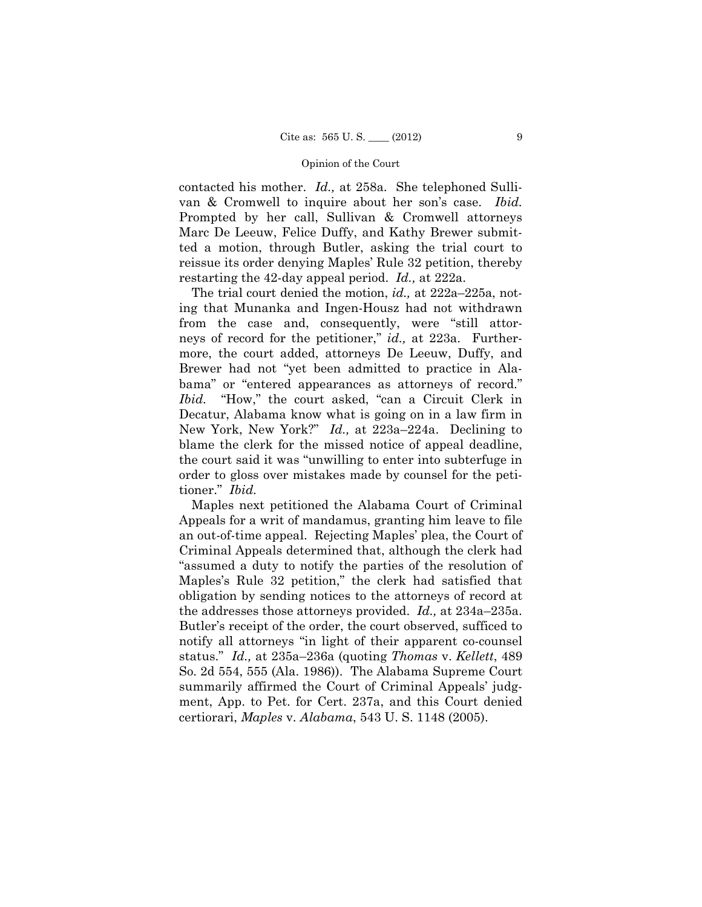contacted his mother. *Id.,* at 258a. She telephoned Sullivan & Cromwell to inquire about her son's case. *Ibid.* Prompted by her call, Sullivan & Cromwell attorneys Marc De Leeuw, Felice Duffy, and Kathy Brewer submitted a motion, through Butler, asking the trial court to reissue its order denying Maples' Rule 32 petition, thereby restarting the 42-day appeal period. *Id.,* at 222a.

The trial court denied the motion, *id.,* at 222a–225a, noting that Munanka and Ingen-Housz had not withdrawn from the case and, consequently, were "still attorneys of record for the petitioner," *id.,* at 223a. Furthermore, the court added, attorneys De Leeuw, Duffy, and Brewer had not "yet been admitted to practice in Alabama" or "entered appearances as attorneys of record." *Ibid.* "How," the court asked, "can a Circuit Clerk in Decatur, Alabama know what is going on in a law firm in New York, New York?" *Id.,* at 223a–224a. Declining to blame the clerk for the missed notice of appeal deadline, the court said it was "unwilling to enter into subterfuge in order to gloss over mistakes made by counsel for the petitioner." *Ibid.*

Maples next petitioned the Alabama Court of Criminal Appeals for a writ of mandamus, granting him leave to file an out-of-time appeal. Rejecting Maples' plea, the Court of Criminal Appeals determined that, although the clerk had "assumed a duty to notify the parties of the resolution of Maples's Rule 32 petition," the clerk had satisfied that obligation by sending notices to the attorneys of record at the addresses those attorneys provided. *Id.,* at 234a–235a. Butler's receipt of the order, the court observed, sufficed to notify all attorneys "in light of their apparent co-counsel status." *Id.,* at 235a–236a (quoting *Thomas* v. *Kellett*, 489 So. 2d 554, 555 (Ala. 1986)). The Alabama Supreme Court summarily affirmed the Court of Criminal Appeals' judgment, App. to Pet. for Cert. 237a, and this Court denied certiorari, *Maples* v. *Alabama*, 543 U. S. 1148 (2005).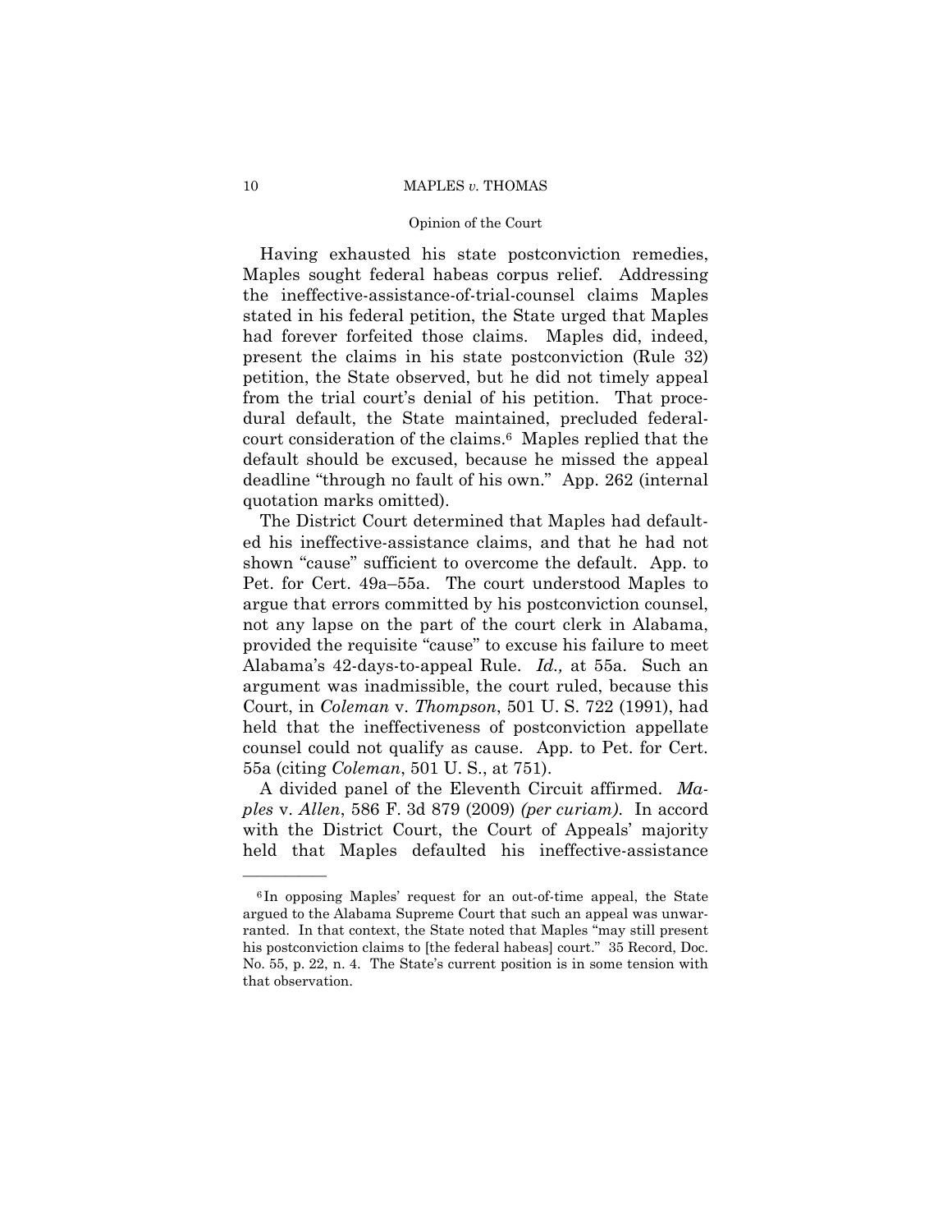Having exhausted his state postconviction remedies, Maples sought federal habeas corpus relief. Addressing the ineffective-assistance-of-trial-counsel claims Maples stated in his federal petition, the State urged that Maples had forever forfeited those claims. Maples did, indeed, present the claims in his state postconviction (Rule 32) petition, the State observed, but he did not timely appeal from the trial court's denial of his petition. That procedural default, the State maintained, precluded federal-court consideration of the claims.[6] Maples replied that the default should be excused, because he missed the appeal deadline "through no fault of his own." App. 262 (internal quotation marks omitted).

The District Court determined that Maples had defaulted his ineffective-assistance claims, and that he had not shown "cause" sufficient to overcome the default. App. to Pet. for Cert. 49a–55a. The court understood Maples to argue that errors committed by his postconviction counsel, not any lapse on the part of the court clerk in Alabama, provided the requisite "cause" to excuse his failure to meet Alabama's 42-days-to-appeal Rule. *Id.,* at 55a. Such an argument was inadmissible, the court ruled, because this Court, in *Coleman* v. *Thompson*, 501 U. S. 722 (1991), had held that the ineffectiveness of postconviction appellate counsel could not qualify as cause. App. to Pet. for Cert. 55a (citing *Coleman*, 501 U. S., at 751).

A divided panel of the Eleventh Circuit affirmed. *Maples* v. *Allen*, 586 F. 3d 879 (2009) *(per curiam)*. In accord with the District Court, the Court of Appeals' majority held that Maples defaulted his ineffective-assistance

---

[6] In opposing Maples' request for an out-of-time appeal, the State argued to the Alabama Supreme Court that such an appeal was unwarranted. In that context, the State noted that Maples "may still present his postconviction claims to [the federal habeas] court." 35 Record, Doc. No. 55, p. 22, n. 4. The State's current position is in some tension with that observation.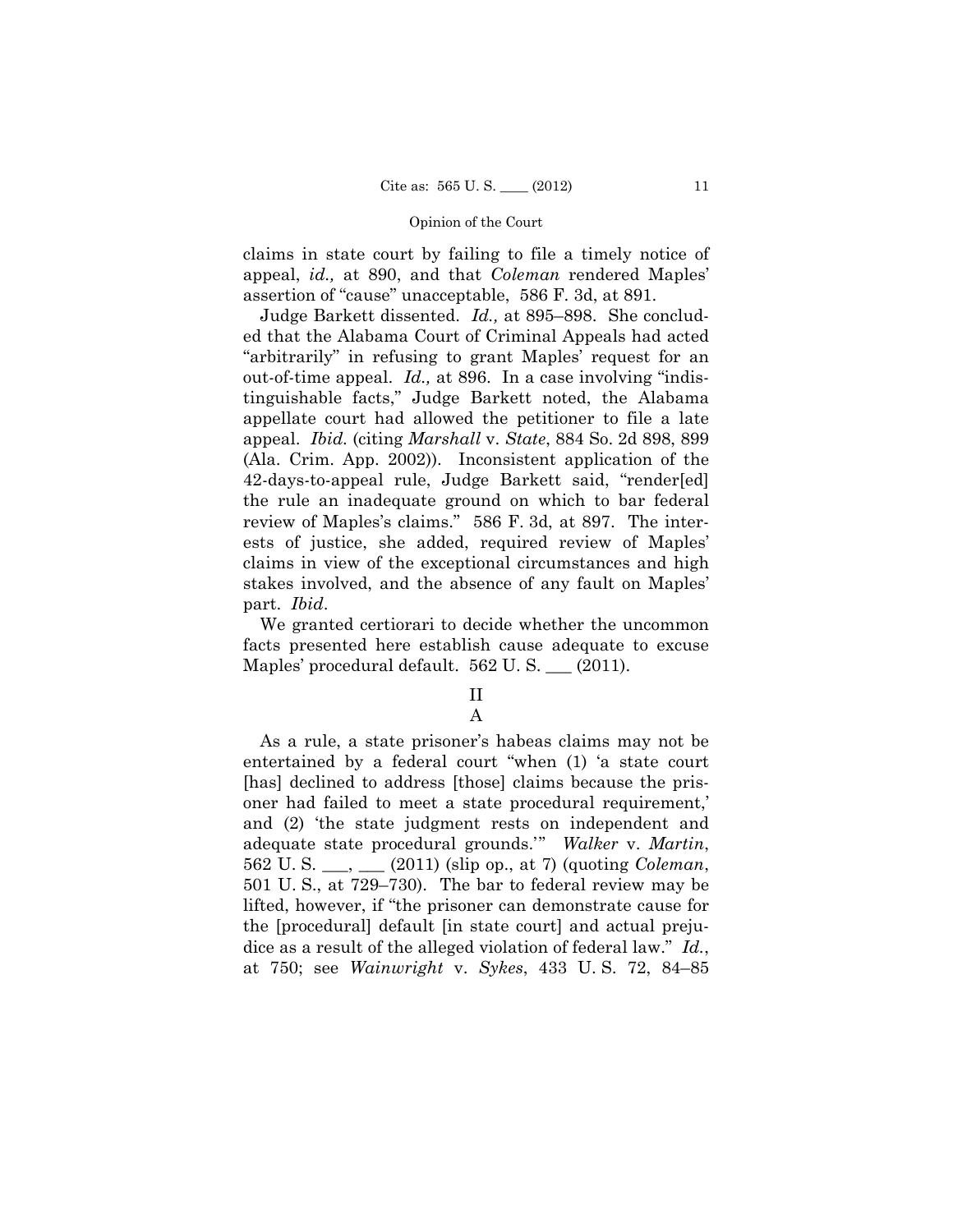claims in state court by failing to file a timely notice of appeal, *id.,* at 890, and that *Coleman* rendered Maples' assertion of "cause" unacceptable, 586 F. 3d, at 891.

Judge Barkett dissented. *Id.,* at 895–898. She concluded that the Alabama Court of Criminal Appeals had acted "arbitrarily" in refusing to grant Maples' request for an out-of-time appeal. *Id.,* at 896. In a case involving "indistinguishable facts," Judge Barkett noted, the Alabama appellate court had allowed the petitioner to file a late appeal. *Ibid.* (citing *Marshall* v. *State*, 884 So. 2d 898, 899 (Ala. Crim. App. 2002)). Inconsistent application of the 42-days-to-appeal rule, Judge Barkett said, "render[ed] the rule an inadequate ground on which to bar federal review of Maples's claims." 586 F. 3d, at 897. The interests of justice, she added, required review of Maples' claims in view of the exceptional circumstances and high stakes involved, and the absence of any fault on Maples' part. *Ibid.*

We granted certiorari to decide whether the uncommon facts presented here establish cause adequate to excuse Maples' procedural default. 562 U. S. ___ (2011).

## II

### A

As a rule, a state prisoner's habeas claims may not be entertained by a federal court "when (1) 'a state court [has] declined to address [those] claims because the prisoner had failed to meet a state procedural requirement,' and (2) 'the state judgment rests on independent and adequate state procedural grounds.'" *Walker* v. *Martin*, 562 U. S. ___, ___ (2011) (slip op., at 7) (quoting *Coleman*, 501 U. S., at 729–730). The bar to federal review may be lifted, however, if "the prisoner can demonstrate cause for the [procedural] default [in state court] and actual prejudice as a result of the alleged violation of federal law." *Id.*, at 750; see *Wainwright* v. *Sykes*, 433 U. S. 72, 84–85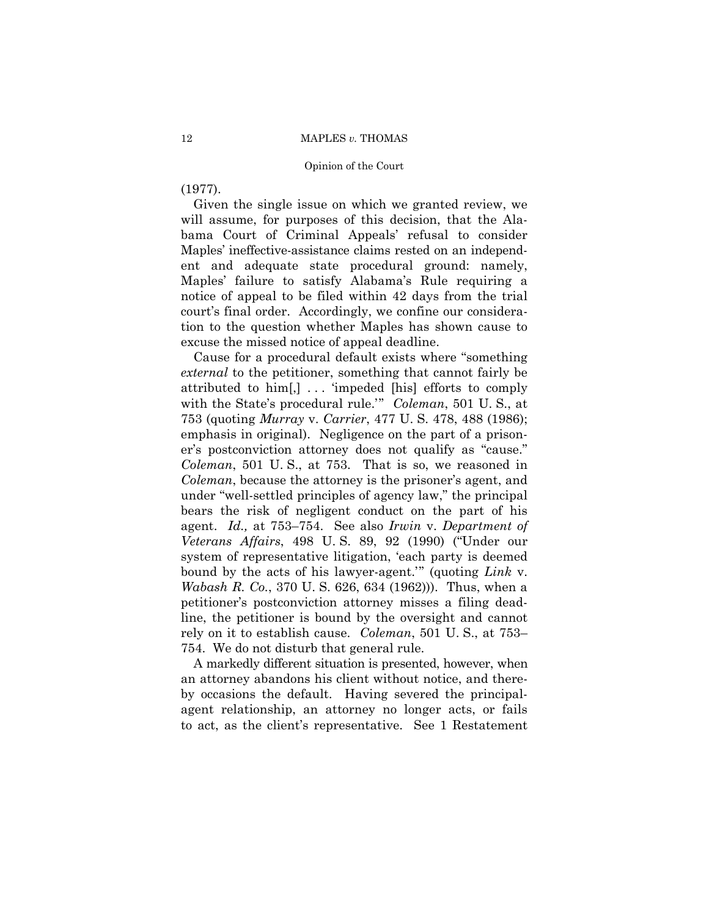(1977).

Given the single issue on which we granted review, we will assume, for purposes of this decision, that the Alabama Court of Criminal Appeals' refusal to consider Maples' ineffective-assistance claims rested on an independent and adequate state procedural ground: namely, Maples' failure to satisfy Alabama's Rule requiring a notice of appeal to be filed within 42 days from the trial court's final order. Accordingly, we confine our consideration to the question whether Maples has shown cause to excuse the missed notice of appeal deadline.

Cause for a procedural default exists where "something *external* to the petitioner, something that cannot fairly be attributed to him[,] . . . 'impeded [his] efforts to comply with the State's procedural rule.'" *Coleman*, 501 U. S., at 753 (quoting *Murray* v. *Carrier*, 477 U. S. 478, 488 (1986); emphasis in original). Negligence on the part of a prisoner's postconviction attorney does not qualify as "cause." *Coleman*, 501 U. S., at 753. That is so, we reasoned in *Coleman*, because the attorney is the prisoner's agent, and under "well-settled principles of agency law," the principal bears the risk of negligent conduct on the part of his agent. *Id.,* at 753–754. See also *Irwin* v. *Department of Veterans Affairs*, 498 U. S. 89, 92 (1990) ("Under our system of representative litigation, 'each party is deemed bound by the acts of his lawyer-agent.'" (quoting *Link* v. *Wabash R. Co.*, 370 U. S. 626, 634 (1962))). Thus, when a petitioner's postconviction attorney misses a filing deadline, the petitioner is bound by the oversight and cannot rely on it to establish cause. *Coleman*, 501 U. S., at 753–754. We do not disturb that general rule.

A markedly different situation is presented, however, when an attorney abandons his client without notice, and thereby occasions the default. Having severed the principal-agent relationship, an attorney no longer acts, or fails to act, as the client's representative. See 1 Restatement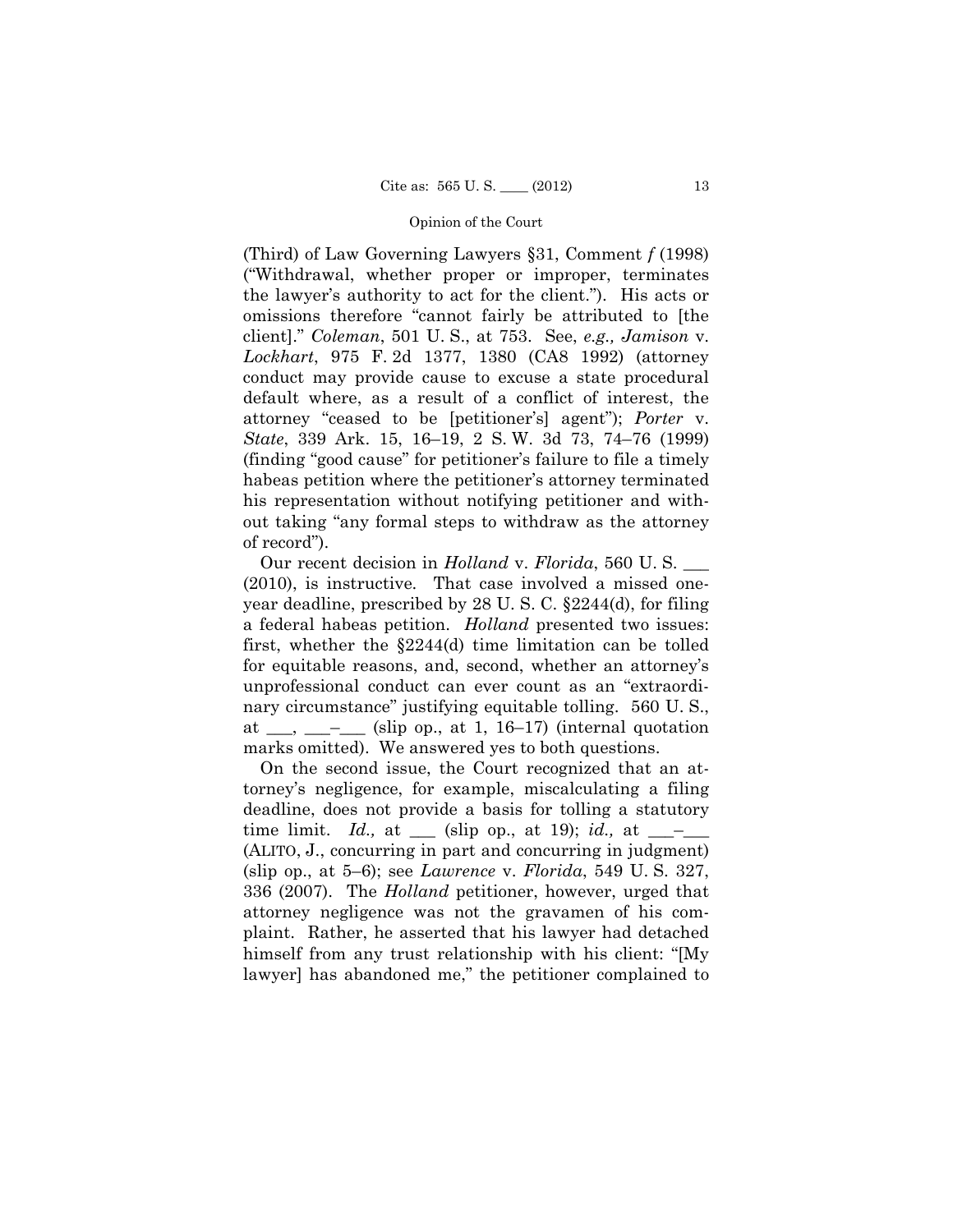(Third) of Law Governing Lawyers §31, Comment *f* (1998) ("Withdrawal, whether proper or improper, terminates the lawyer's authority to act for the client."). His acts or omissions therefore "cannot fairly be attributed to [the client]." *Coleman*, 501 U. S., at 753. See, *e.g., Jamison* v. *Lockhart*, 975 F. 2d 1377, 1380 (CA8 1992) (attorney conduct may provide cause to excuse a state procedural default where, as a result of a conflict of interest, the attorney "ceased to be [petitioner's] agent"); *Porter* v. *State*, 339 Ark. 15, 16–19, 2 S. W. 3d 73, 74–76 (1999) (finding "good cause" for petitioner's failure to file a timely habeas petition where the petitioner's attorney terminated his representation without notifying petitioner and without taking "any formal steps to withdraw as the attorney of record").

Our recent decision in *Holland* v. *Florida*, 560 U. S. ___ (2010), is instructive. That case involved a missed one-year deadline, prescribed by 28 U. S. C. §2244(d), for filing a federal habeas petition. *Holland* presented two issues: first, whether the §2244(d) time limitation can be tolled for equitable reasons, and, second, whether an attorney's unprofessional conduct can ever count as an "extraordinary circumstance" justifying equitable tolling. 560 U. S., at ___, ___–___ (slip op., at 1, 16–17) (internal quotation marks omitted). We answered yes to both questions.

On the second issue, the Court recognized that an attorney's negligence, for example, miscalculating a filing deadline, does not provide a basis for tolling a statutory time limit. *Id.,* at ___ (slip op., at 19); *id.,* at ___–___ (ALITO, J., concurring in part and concurring in judgment) (slip op., at 5–6); see *Lawrence* v. *Florida*, 549 U. S. 327, 336 (2007). The *Holland* petitioner, however, urged that attorney negligence was not the gravamen of his complaint. Rather, he asserted that his lawyer had detached himself from any trust relationship with his client: "[My lawyer] has abandoned me," the petitioner complained to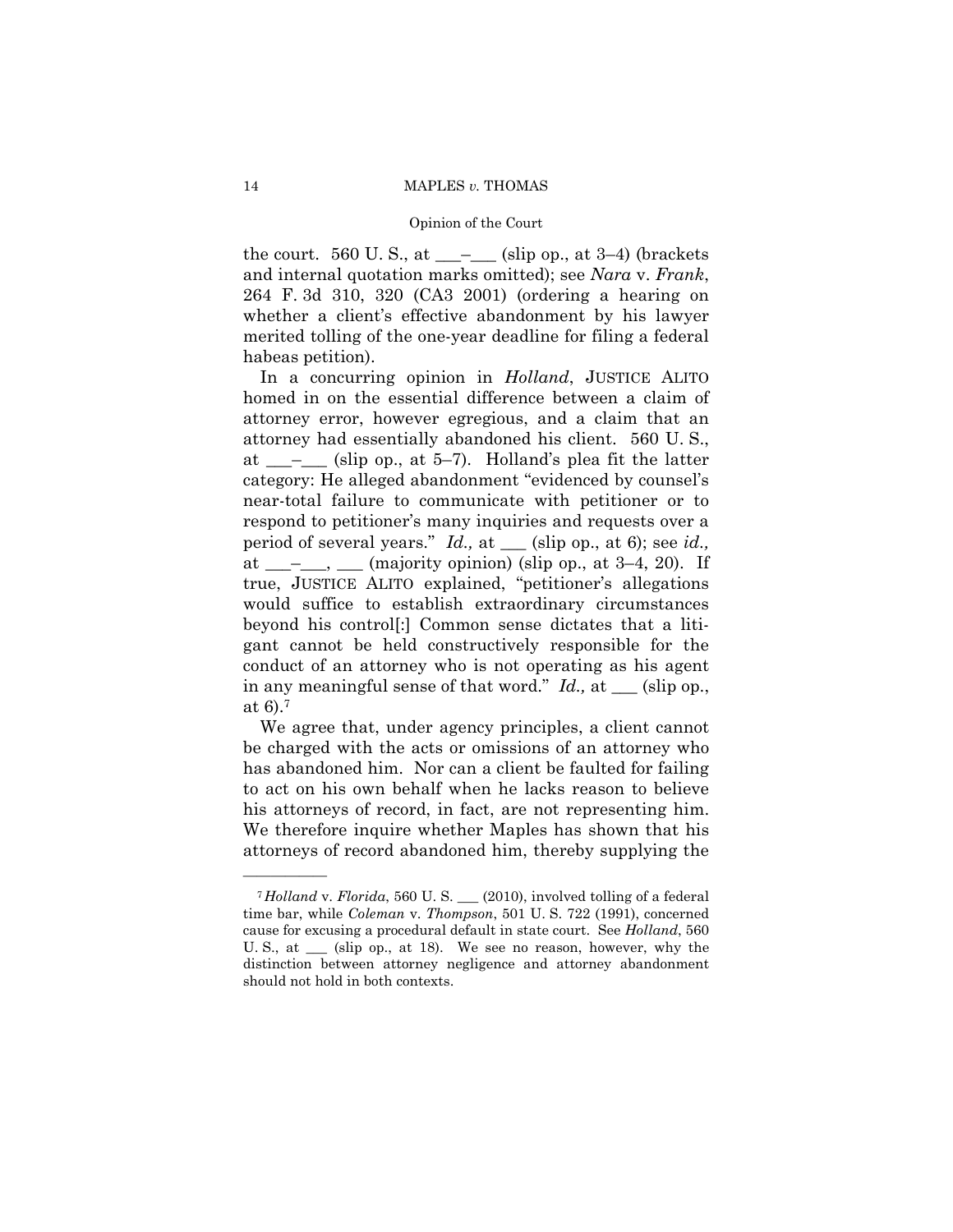the court. 560 U. S., at \_\_\_–\_\_\_ (slip op., at 3–4) (brackets and internal quotation marks omitted); see *Nara* v. *Frank*, 264 F. 3d 310, 320 (CA3 2001) (ordering a hearing on whether a client's effective abandonment by his lawyer merited tolling of the one-year deadline for filing a federal habeas petition).

In a concurring opinion in *Holland*, JUSTICE ALITO homed in on the essential difference between a claim of attorney error, however egregious, and a claim that an attorney had essentially abandoned his client. 560 U. S., at \_\_\_–\_\_\_ (slip op., at 5–7). Holland's plea fit the latter category: He alleged abandonment "evidenced by counsel's near-total failure to communicate with petitioner or to respond to petitioner's many inquiries and requests over a period of several years." *Id.,* at \_\_\_ (slip op., at 6); see *id.,* at \_\_\_–\_\_\_, \_\_\_ (majority opinion) (slip op., at 3–4, 20). If true, JUSTICE ALITO explained, "petitioner's allegations would suffice to establish extraordinary circumstances beyond his control[:] Common sense dictates that a litigant cannot be held constructively responsible for the conduct of an attorney who is not operating as his agent in any meaningful sense of that word." *Id.,* at \_\_\_ (slip op., at 6).[7]

We agree that, under agency principles, a client cannot be charged with the acts or omissions of an attorney who has abandoned him. Nor can a client be faulted for failing to act on his own behalf when he lacks reason to believe his attorneys of record, in fact, are not representing him. We therefore inquire whether Maples has shown that his attorneys of record abandoned him, thereby supplying the

---

[7] *Holland* v. *Florida*, 560 U. S. \_\_\_ (2010), involved tolling of a federal time bar, while *Coleman* v. *Thompson*, 501 U. S. 722 (1991), concerned cause for excusing a procedural default in state court. See *Holland*, 560 U. S., at \_\_\_ (slip op., at 18). We see no reason, however, why the distinction between attorney negligence and attorney abandonment should not hold in both contexts.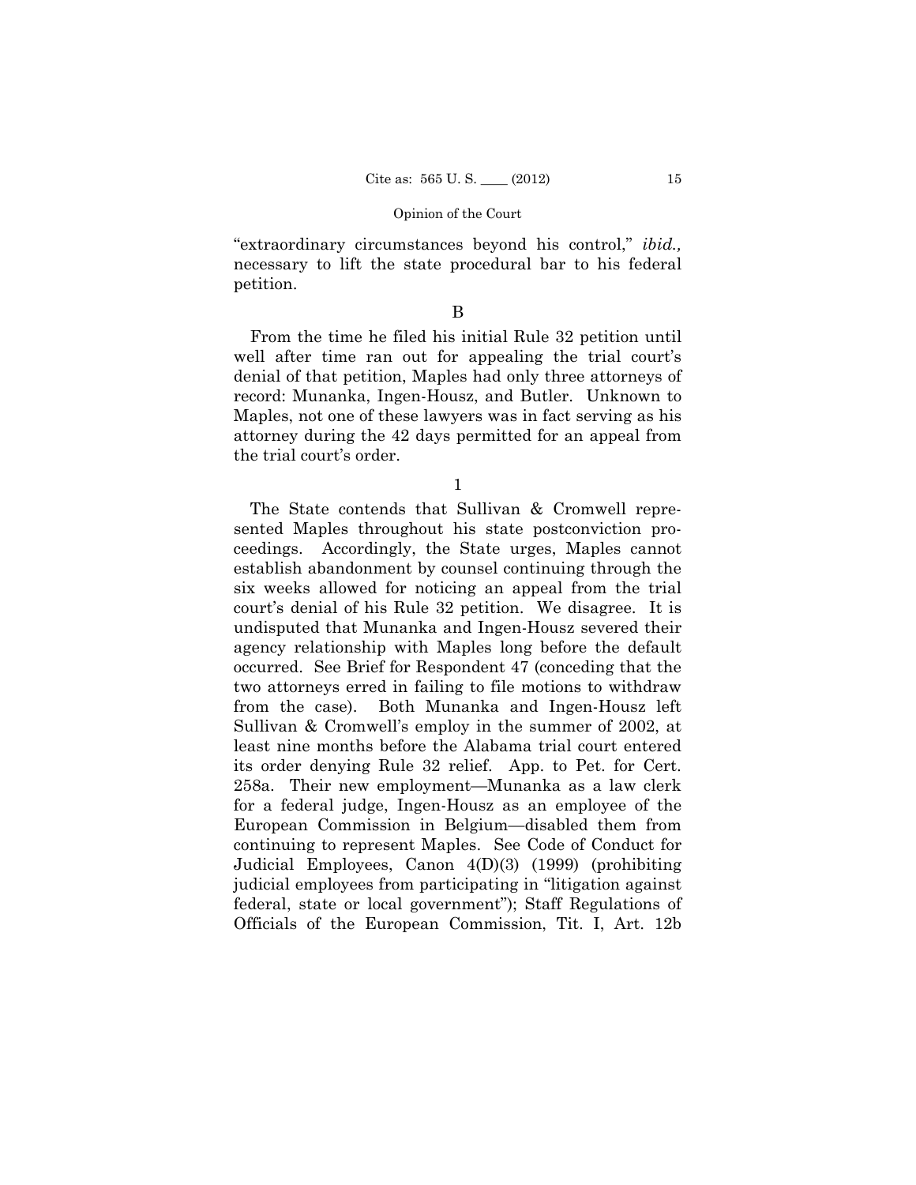"extraordinary circumstances beyond his control," *ibid.,* necessary to lift the state procedural bar to his federal petition.

B

From the time he filed his initial Rule 32 petition until well after time ran out for appealing the trial court's denial of that petition, Maples had only three attorneys of record: Munanka, Ingen-Housz, and Butler. Unknown to Maples, not one of these lawyers was in fact serving as his attorney during the 42 days permitted for an appeal from the trial court's order.

1

The State contends that Sullivan & Cromwell represented Maples throughout his state postconviction proceedings. Accordingly, the State urges, Maples cannot establish abandonment by counsel continuing through the six weeks allowed for noticing an appeal from the trial court's denial of his Rule 32 petition. We disagree. It is undisputed that Munanka and Ingen-Housz severed their agency relationship with Maples long before the default occurred. See Brief for Respondent 47 (conceding that the two attorneys erred in failing to file motions to withdraw from the case). Both Munanka and Ingen-Housz left Sullivan & Cromwell's employ in the summer of 2002, at least nine months before the Alabama trial court entered its order denying Rule 32 relief. App. to Pet. for Cert. 258a. Their new employment—Munanka as a law clerk for a federal judge, Ingen-Housz as an employee of the European Commission in Belgium—disabled them from continuing to represent Maples. See Code of Conduct for Judicial Employees, Canon 4(D)(3) (1999) (prohibiting judicial employees from participating in "litigation against federal, state or local government"); Staff Regulations of Officials of the European Commission, Tit. I, Art. 12b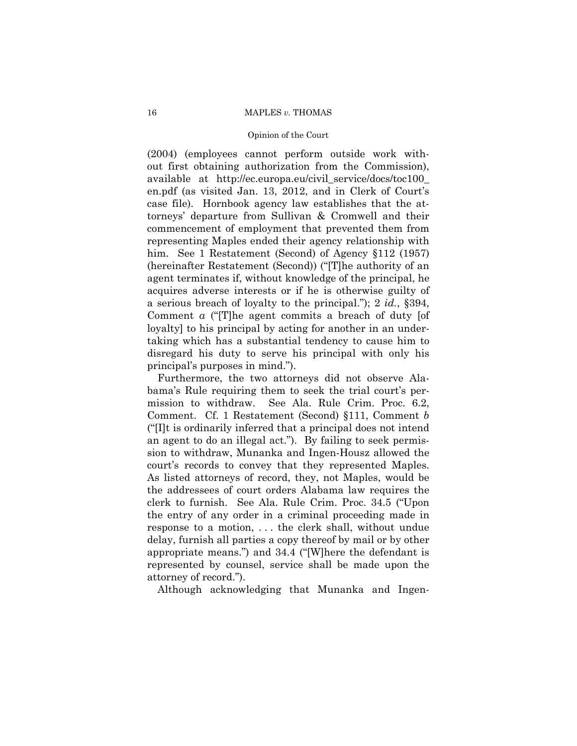(2004) (employees cannot perform outside work without first obtaining authorization from the Commission), available at http://ec.europa.eu/civil_service/docs/toc100_en.pdf (as visited Jan. 13, 2012, and in Clerk of Court's case file). Hornbook agency law establishes that the attorneys' departure from Sullivan & Cromwell and their commencement of employment that prevented them from representing Maples ended their agency relationship with him. See 1 Restatement (Second) of Agency §112 (1957) (hereinafter Restatement (Second)) ("[T]he authority of an agent terminates if, without knowledge of the principal, he acquires adverse interests or if he is otherwise guilty of a serious breach of loyalty to the principal."); 2 *id.*, §394, Comment *a* ("[T]he agent commits a breach of duty [of loyalty] to his principal by acting for another in an undertaking which has a substantial tendency to cause him to disregard his duty to serve his principal with only his principal's purposes in mind.").

Furthermore, the two attorneys did not observe Alabama's Rule requiring them to seek the trial court's permission to withdraw. See Ala. Rule Crim. Proc. 6.2, Comment. Cf. 1 Restatement (Second) §111, Comment *b* ("[I]t is ordinarily inferred that a principal does not intend an agent to do an illegal act."). By failing to seek permission to withdraw, Munanka and Ingen-Housz allowed the court's records to convey that they represented Maples. As listed attorneys of record, they, not Maples, would be the addressees of court orders Alabama law requires the clerk to furnish. See Ala. Rule Crim. Proc. 34.5 ("Upon the entry of any order in a criminal proceeding made in response to a motion, . . . the clerk shall, without undue delay, furnish all parties a copy thereof by mail or by other appropriate means.") and 34.4 ("[W]here the defendant is represented by counsel, service shall be made upon the attorney of record.").

Although acknowledging that Munanka and Ingen-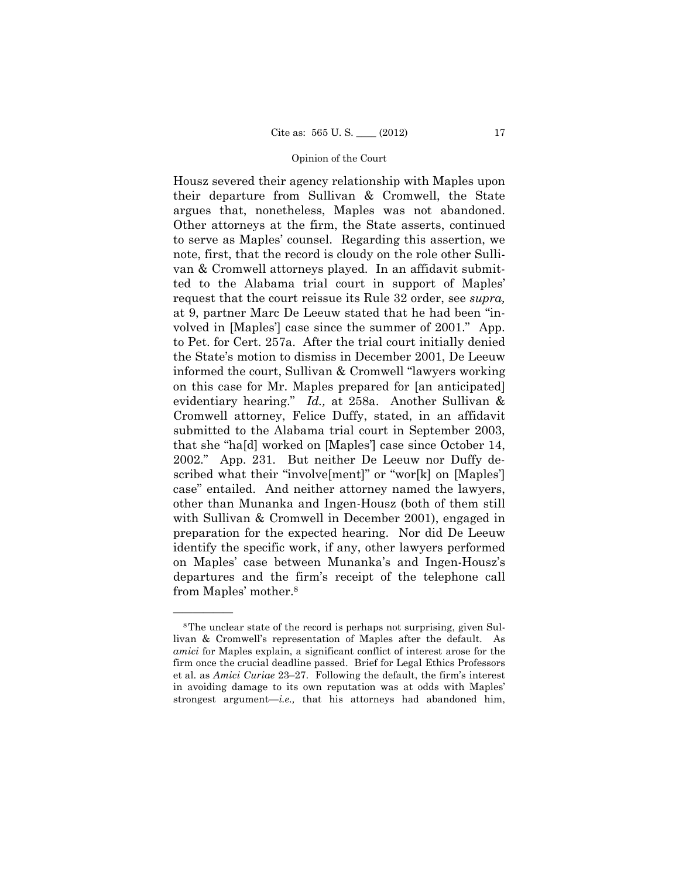Housz severed their agency relationship with Maples upon their departure from Sullivan & Cromwell, the State argues that, nonetheless, Maples was not abandoned. Other attorneys at the firm, the State asserts, continued to serve as Maples' counsel. Regarding this assertion, we note, first, that the record is cloudy on the role other Sullivan & Cromwell attorneys played. In an affidavit submitted to the Alabama trial court in support of Maples' request that the court reissue its Rule 32 order, see *supra,* at 9, partner Marc De Leeuw stated that he had been "involved in [Maples'] case since the summer of 2001." App. to Pet. for Cert. 257a. After the trial court initially denied the State's motion to dismiss in December 2001, De Leeuw informed the court, Sullivan & Cromwell "lawyers working on this case for Mr. Maples prepared for [an anticipated] evidentiary hearing." *Id.,* at 258a. Another Sullivan & Cromwell attorney, Felice Duffy, stated, in an affidavit submitted to the Alabama trial court in September 2003, that she "ha[d] worked on [Maples'] case since October 14, 2002." App. 231. But neither De Leeuw nor Duffy described what their "involve[ment]" or "wor[k] on [Maples'] case" entailed. And neither attorney named the lawyers, other than Munanka and Ingen-Housz (both of them still with Sullivan & Cromwell in December 2001), engaged in preparation for the expected hearing. Nor did De Leeuw identify the specific work, if any, other lawyers performed on Maples' case between Munanka's and Ingen-Housz's departures and the firm's receipt of the telephone call from Maples' mother.[8]

---

[8] The unclear state of the record is perhaps not surprising, given Sullivan & Cromwell's representation of Maples after the default. As *amici* for Maples explain, a significant conflict of interest arose for the firm once the crucial deadline passed. Brief for Legal Ethics Professors et al. as *Amici Curiae* 23–27. Following the default, the firm's interest in avoiding damage to its own reputation was at odds with Maples' strongest argument—*i.e.,* that his attorneys had abandoned him,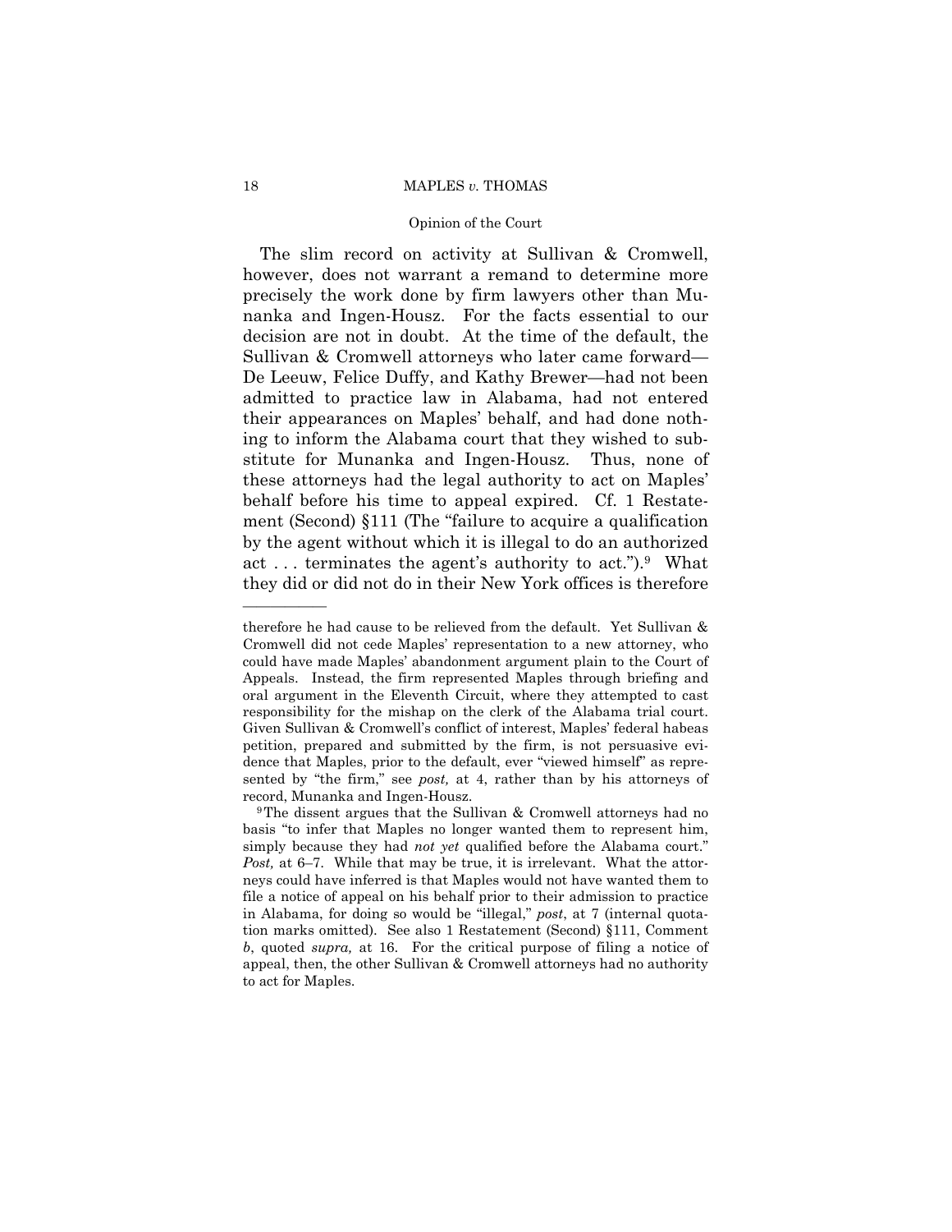The slim record on activity at Sullivan & Cromwell, however, does not warrant a remand to determine more precisely the work done by firm lawyers other than Munanka and Ingen-Housz. For the facts essential to our decision are not in doubt. At the time of the default, the Sullivan & Cromwell attorneys who later came forward—De Leeuw, Felice Duffy, and Kathy Brewer—had not been admitted to practice law in Alabama, had not entered their appearances on Maples' behalf, and had done nothing to inform the Alabama court that they wished to substitute for Munanka and Ingen-Housz. Thus, none of these attorneys had the legal authority to act on Maples' behalf before his time to appeal expired. Cf. 1 Restatement (Second) §111 (The "failure to acquire a qualification by the agent without which it is illegal to do an authorized act . . . terminates the agent's authority to act.").[9] What they did or did not do in their New York offices is therefore

---

therefore he had cause to be relieved from the default. Yet Sullivan & Cromwell did not cede Maples' representation to a new attorney, who could have made Maples' abandonment argument plain to the Court of Appeals. Instead, the firm represented Maples through briefing and oral argument in the Eleventh Circuit, where they attempted to cast responsibility for the mishap on the clerk of the Alabama trial court. Given Sullivan & Cromwell's conflict of interest, Maples' federal habeas petition, prepared and submitted by the firm, is not persuasive evidence that Maples, prior to the default, ever "viewed himself" as represented by "the firm," see *post,* at 4, rather than by his attorneys of record, Munanka and Ingen-Housz.

[9] The dissent argues that the Sullivan & Cromwell attorneys had no basis "to infer that Maples no longer wanted them to represent him, simply because they had *not yet* qualified before the Alabama court." *Post,* at 6–7. While that may be true, it is irrelevant. What the attorneys could have inferred is that Maples would not have wanted them to file a notice of appeal on his behalf prior to their admission to practice in Alabama, for doing so would be "illegal," *post*, at 7 (internal quotation marks omitted). See also 1 Restatement (Second) §111, Comment *b*, quoted *supra,* at 16. For the critical purpose of filing a notice of appeal, then, the other Sullivan & Cromwell attorneys had no authority to act for Maples.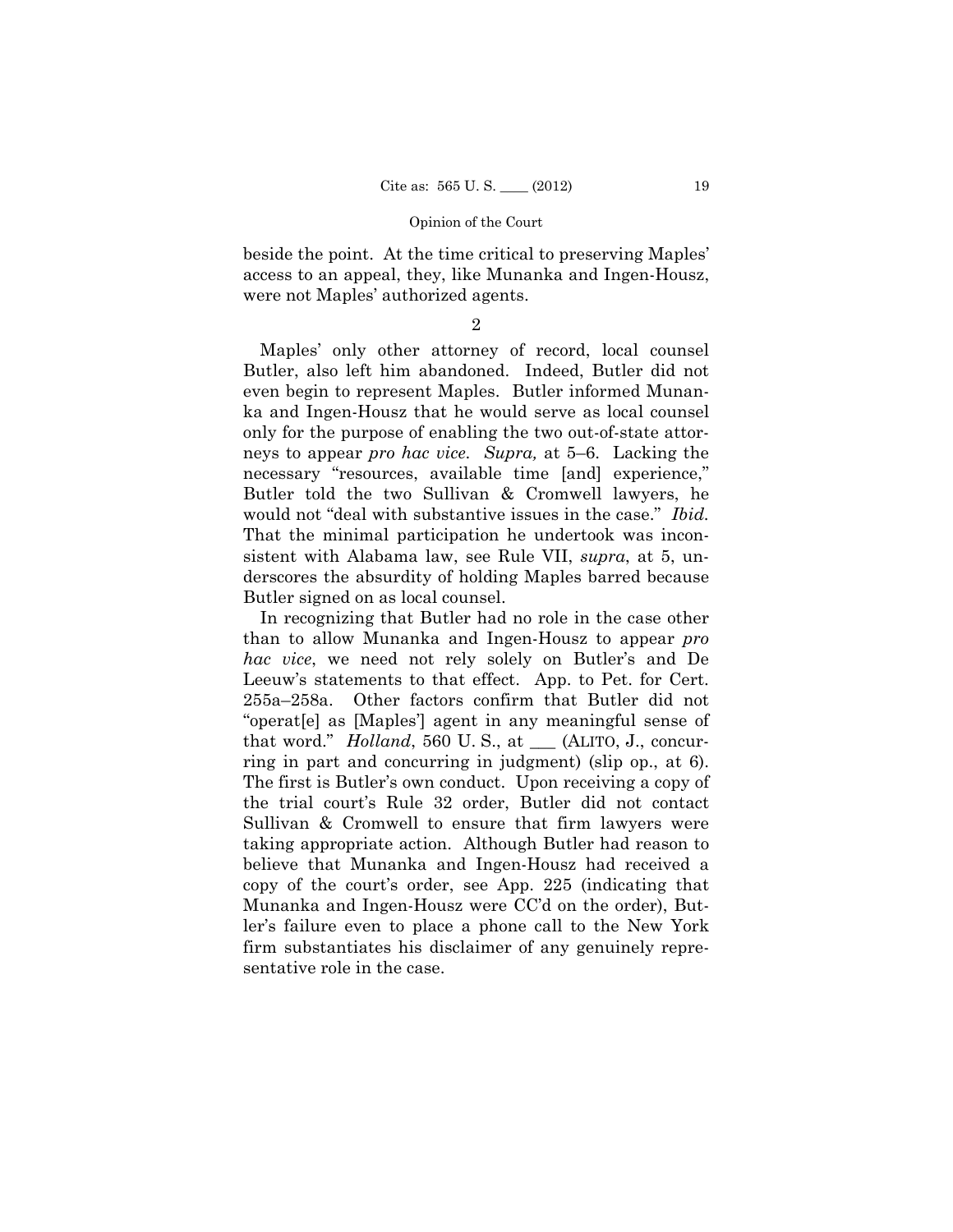beside the point. At the time critical to preserving Maples' access to an appeal, they, like Munanka and Ingen-Housz, were not Maples' authorized agents.

2

Maples' only other attorney of record, local counsel Butler, also left him abandoned. Indeed, Butler did not even begin to represent Maples. Butler informed Munanka and Ingen-Housz that he would serve as local counsel only for the purpose of enabling the two out-of-state attorneys to appear *pro hac vice*. *Supra,* at 5–6. Lacking the necessary "resources, available time [and] experience," Butler told the two Sullivan & Cromwell lawyers, he would not "deal with substantive issues in the case." *Ibid.* That the minimal participation he undertook was inconsistent with Alabama law, see Rule VII, *supra*, at 5, underscores the absurdity of holding Maples barred because Butler signed on as local counsel.

In recognizing that Butler had no role in the case other than to allow Munanka and Ingen-Housz to appear *pro hac vice*, we need not rely solely on Butler's and De Leeuw's statements to that effect. App. to Pet. for Cert. 255a–258a. Other factors confirm that Butler did not "operat[e] as [Maples'] agent in any meaningful sense of that word." *Holland*, 560 U. S., at ___ (ALITO, J., concurring in part and concurring in judgment) (slip op., at 6). The first is Butler's own conduct. Upon receiving a copy of the trial court's Rule 32 order, Butler did not contact Sullivan & Cromwell to ensure that firm lawyers were taking appropriate action. Although Butler had reason to believe that Munanka and Ingen-Housz had received a copy of the court's order, see App. 225 (indicating that Munanka and Ingen-Housz were CC'd on the order), Butler's failure even to place a phone call to the New York firm substantiates his disclaimer of any genuinely representative role in the case.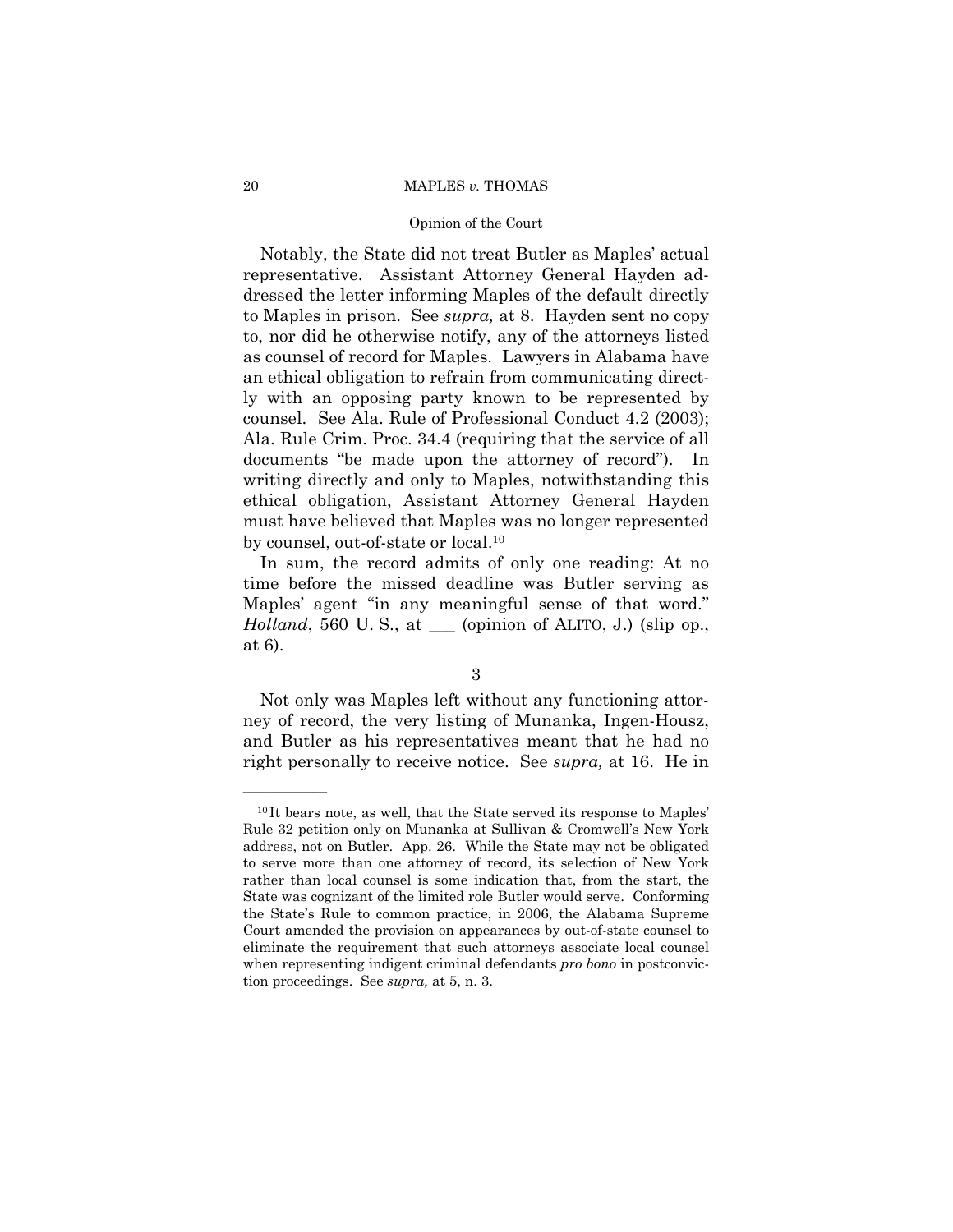Notably, the State did not treat Butler as Maples' actual representative. Assistant Attorney General Hayden addressed the letter informing Maples of the default directly to Maples in prison. See *supra,* at 8. Hayden sent no copy to, nor did he otherwise notify, any of the attorneys listed as counsel of record for Maples. Lawyers in Alabama have an ethical obligation to refrain from communicating directly with an opposing party known to be represented by counsel. See Ala. Rule of Professional Conduct 4.2 (2003); Ala. Rule Crim. Proc. 34.4 (requiring that the service of all documents "be made upon the attorney of record"). In writing directly and only to Maples, notwithstanding this ethical obligation, Assistant Attorney General Hayden must have believed that Maples was no longer represented by counsel, out-of-state or local.[10]

In sum, the record admits of only one reading: At no time before the missed deadline was Butler serving as Maples' agent "in any meaningful sense of that word." *Holland*, 560 U. S., at ___ (opinion of ALITO, J.) (slip op., at 6).

3

Not only was Maples left without any functioning attorney of record, the very listing of Munanka, Ingen-Housz, and Butler as his representatives meant that he had no right personally to receive notice. See *supra,* at 16. He in

---

[10] It bears note, as well, that the State served its response to Maples' Rule 32 petition only on Munanka at Sullivan & Cromwell's New York address, not on Butler. App. 26. While the State may not be obligated to serve more than one attorney of record, its selection of New York rather than local counsel is some indication that, from the start, the State was cognizant of the limited role Butler would serve. Conforming the State's Rule to common practice, in 2006, the Alabama Supreme Court amended the provision on appearances by out-of-state counsel to eliminate the requirement that such attorneys associate local counsel when representing indigent criminal defendants *pro bono* in postconviction proceedings. See *supra,* at 5, n. 3.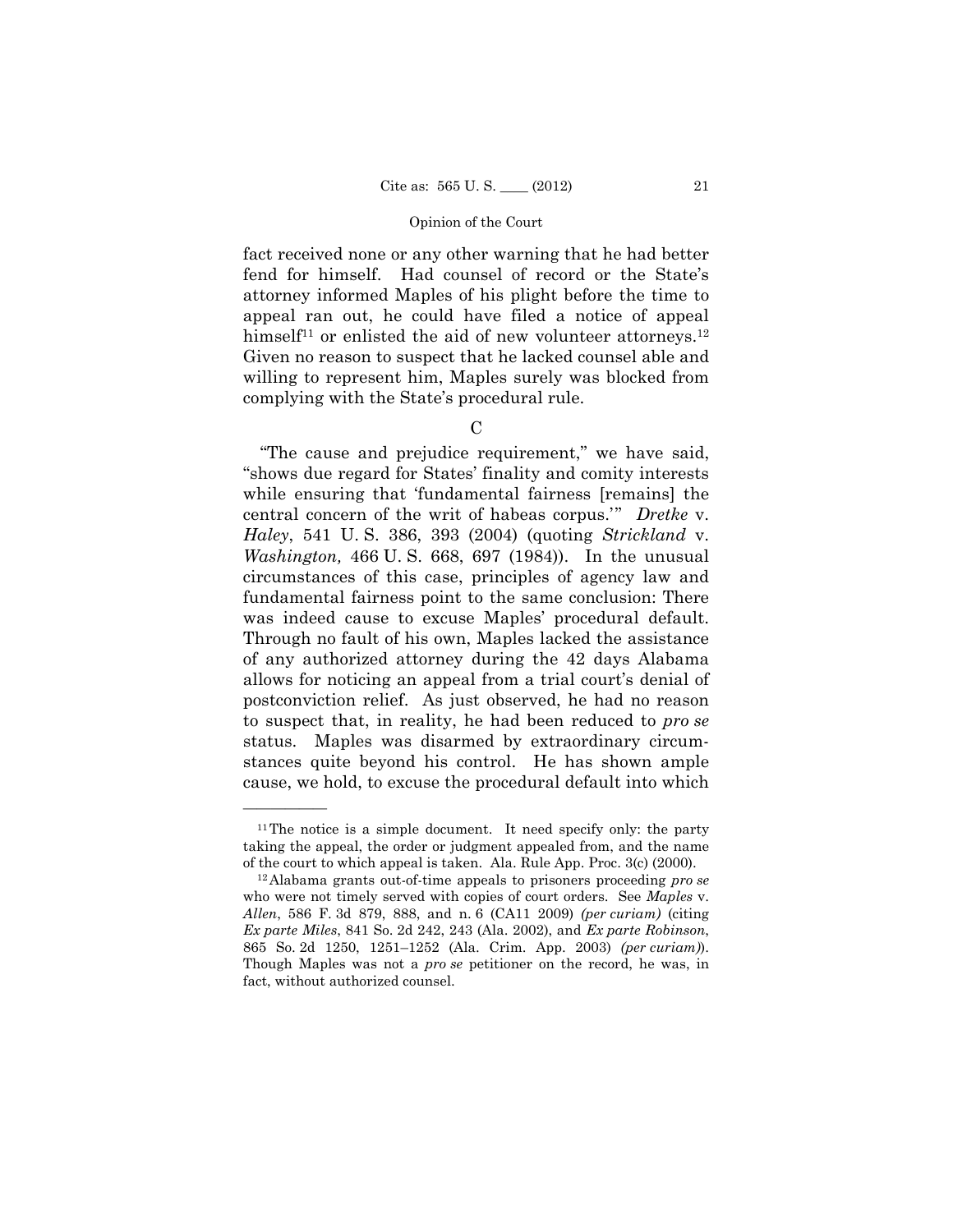fact received none or any other warning that he had better fend for himself. Had counsel of record or the State's attorney informed Maples of his plight before the time to appeal ran out, he could have filed a notice of appeal himself[11] or enlisted the aid of new volunteer attorneys.[12] Given no reason to suspect that he lacked counsel able and willing to represent him, Maples surely was blocked from complying with the State's procedural rule.

## C

"The cause and prejudice requirement," we have said, "shows due regard for States' finality and comity interests while ensuring that 'fundamental fairness [remains] the central concern of the writ of habeas corpus.'" *Dretke* v. *Haley*, 541 U. S. 386, 393 (2004) (quoting *Strickland* v. *Washington,* 466 U. S. 668, 697 (1984)). In the unusual circumstances of this case, principles of agency law and fundamental fairness point to the same conclusion: There was indeed cause to excuse Maples' procedural default. Through no fault of his own, Maples lacked the assistance of any authorized attorney during the 42 days Alabama allows for noticing an appeal from a trial court's denial of postconviction relief. As just observed, he had no reason to suspect that, in reality, he had been reduced to *pro se* status. Maples was disarmed by extraordinary circumstances quite beyond his control. He has shown ample cause, we hold, to excuse the procedural default into which

---

[11] The notice is a simple document. It need specify only: the party taking the appeal, the order or judgment appealed from, and the name of the court to which appeal is taken. Ala. Rule App. Proc. 3(c) (2000).

[12] Alabama grants out-of-time appeals to prisoners proceeding *pro se* who were not timely served with copies of court orders. See *Maples* v. *Allen*, 586 F. 3d 879, 888, and n. 6 (CA11 2009) *(per curiam)* (citing *Ex parte Miles*, 841 So. 2d 242, 243 (Ala. 2002), and *Ex parte Robinson*, 865 So. 2d 1250, 1251–1252 (Ala. Crim. App. 2003) *(per curiam)*). Though Maples was not a *pro se* petitioner on the record, he was, in fact, without authorized counsel.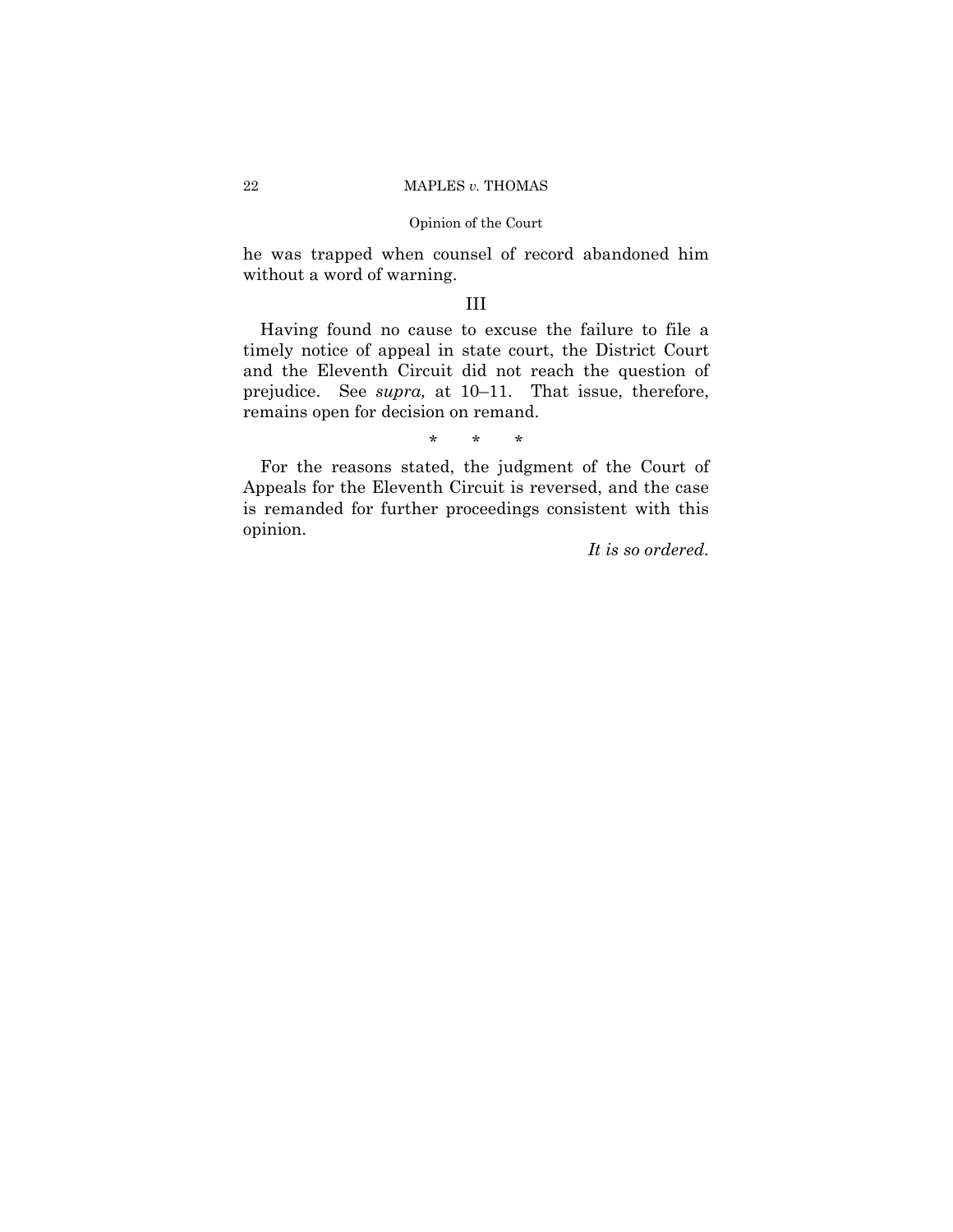he was trapped when counsel of record abandoned him without a word of warning.

## III

Having found no cause to excuse the failure to file a timely notice of appeal in state court, the District Court and the Eleventh Circuit did not reach the question of prejudice. See *supra,* at 10–11. That issue, therefore, remains open for decision on remand.

\* \* \*

For the reasons stated, the judgment of the Court of Appeals for the Eleventh Circuit is reversed, and the case is remanded for further proceedings consistent with this opinion.

*It is so ordered.*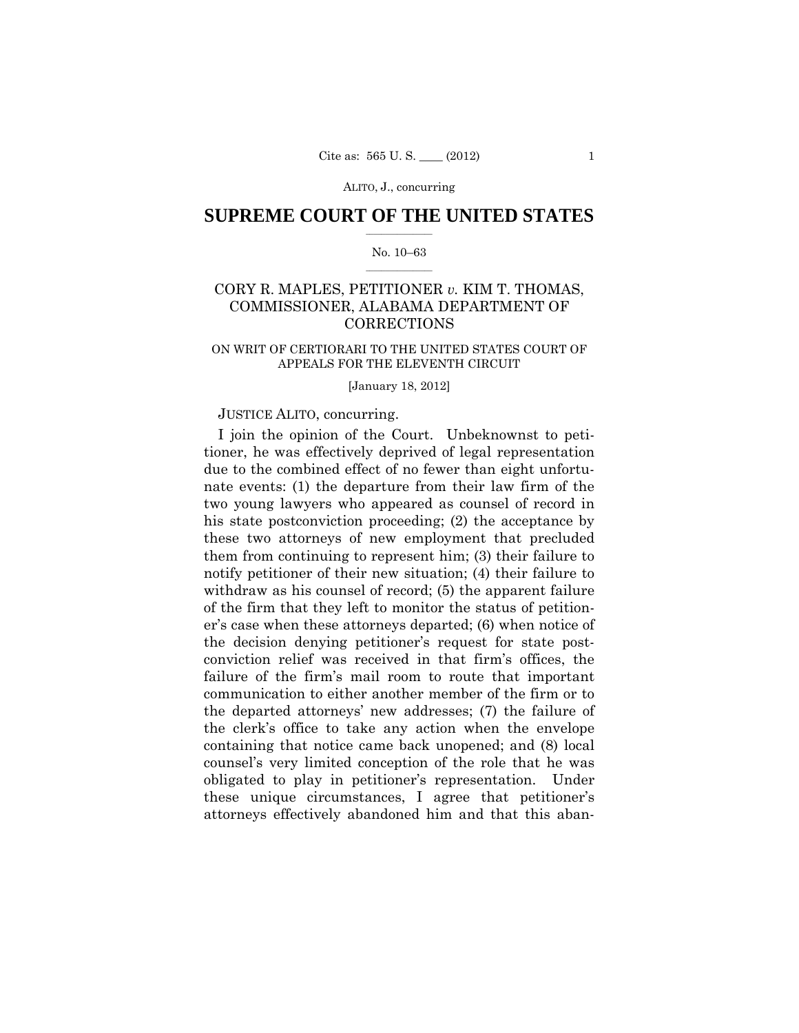## SUPREME COURT OF THE UNITED STATES

No. 10–63

CORY R. MAPLES, PETITIONER *v.* KIM T. THOMAS, COMMISSIONER, ALABAMA DEPARTMENT OF CORRECTIONS

ON WRIT OF CERTIORARI TO THE UNITED STATES COURT OF APPEALS FOR THE ELEVENTH CIRCUIT

[January 18, 2012]

JUSTICE ALITO, concurring.

I join the opinion of the Court. Unbeknownst to petitioner, he was effectively deprived of legal representation due to the combined effect of no fewer than eight unfortunate events: (1) the departure from their law firm of the two young lawyers who appeared as counsel of record in his state postconviction proceeding; (2) the acceptance by these two attorneys of new employment that precluded them from continuing to represent him; (3) their failure to notify petitioner of their new situation; (4) their failure to withdraw as his counsel of record; (5) the apparent failure of the firm that they left to monitor the status of petitioner's case when these attorneys departed; (6) when notice of the decision denying petitioner's request for state postconviction relief was received in that firm's offices, the failure of the firm's mail room to route that important communication to either another member of the firm or to the departed attorneys' new addresses; (7) the failure of the clerk's office to take any action when the envelope containing that notice came back unopened; and (8) local counsel's very limited conception of the role that he was obligated to play in petitioner's representation. Under these unique circumstances, I agree that petitioner's attorneys effectively abandoned him and that this aban-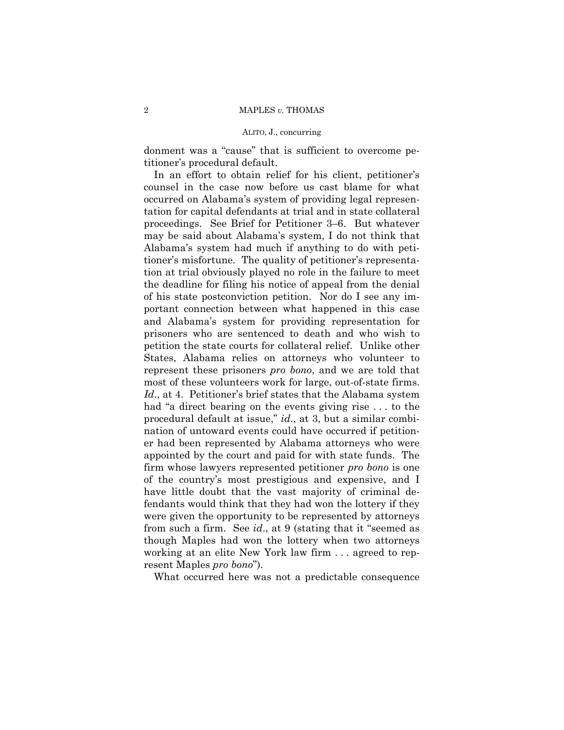donment was a "cause" that is sufficient to overcome petitioner's procedural default.

In an effort to obtain relief for his client, petitioner's counsel in the case now before us cast blame for what occurred on Alabama's system of providing legal representation for capital defendants at trial and in state collateral proceedings. See Brief for Petitioner 3–6. But whatever may be said about Alabama's system, I do not think that Alabama's system had much if anything to do with petitioner's misfortune. The quality of petitioner's representation at trial obviously played no role in the failure to meet the deadline for filing his notice of appeal from the denial of his state postconviction petition. Nor do I see any important connection between what happened in this case and Alabama's system for providing representation for prisoners who are sentenced to death and who wish to petition the state courts for collateral relief. Unlike other States, Alabama relies on attorneys who volunteer to represent these prisoners *pro bono*, and we are told that most of these volunteers work for large, out-of-state firms. *Id*., at 4. Petitioner's brief states that the Alabama system had "a direct bearing on the events giving rise . . . to the procedural default at issue," *id*., at 3, but a similar combination of untoward events could have occurred if petitioner had been represented by Alabama attorneys who were appointed by the court and paid for with state funds. The firm whose lawyers represented petitioner *pro bono* is one of the country's most prestigious and expensive, and I have little doubt that the vast majority of criminal defendants would think that they had won the lottery if they were given the opportunity to be represented by attorneys from such a firm. See *id*., at 9 (stating that it "seemed as though Maples had won the lottery when two attorneys working at an elite New York law firm . . . agreed to represent Maples *pro bono*").

What occurred here was not a predictable consequence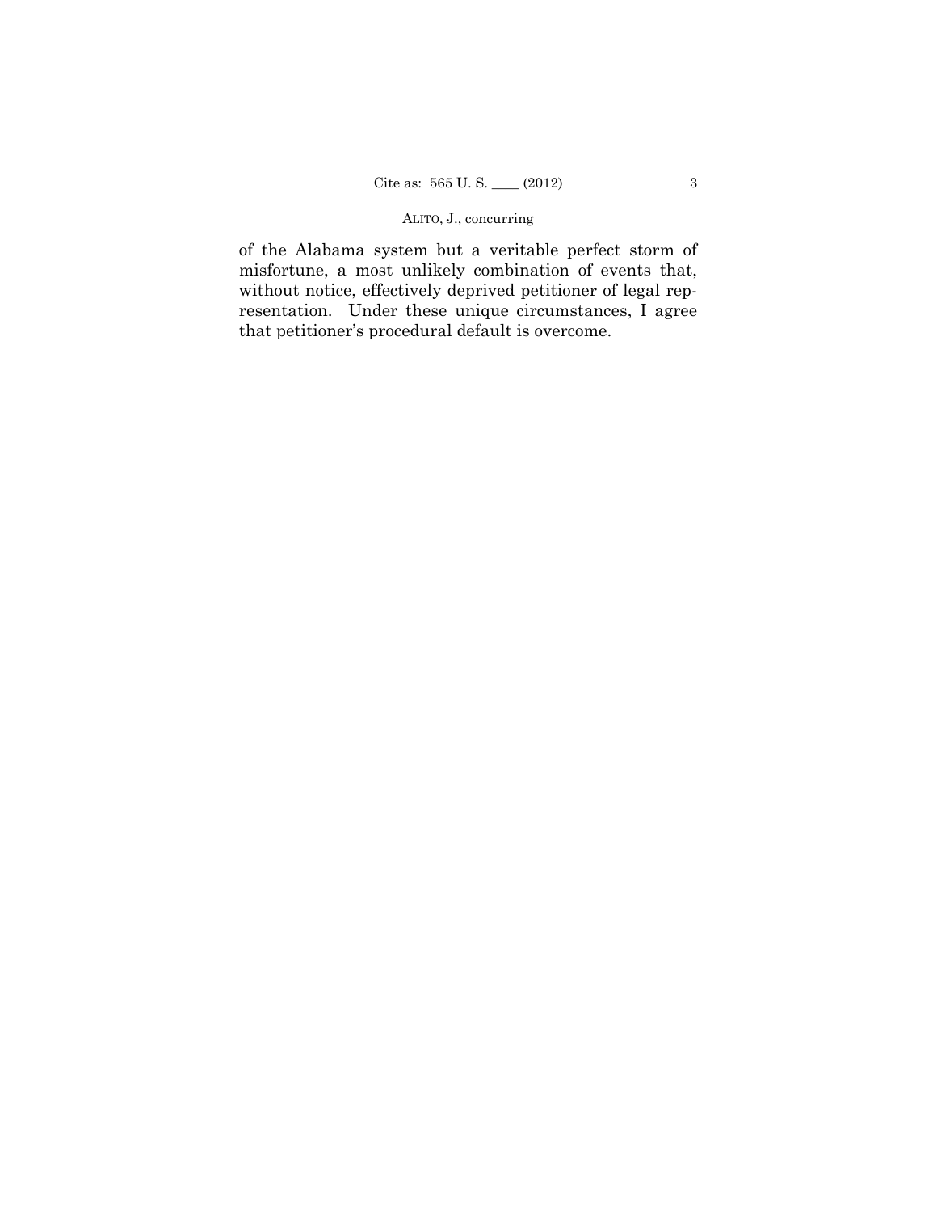of the Alabama system but a veritable perfect storm of misfortune, a most unlikely combination of events that, without notice, effectively deprived petitioner of legal representation. Under these unique circumstances, I agree that petitioner's procedural default is overcome.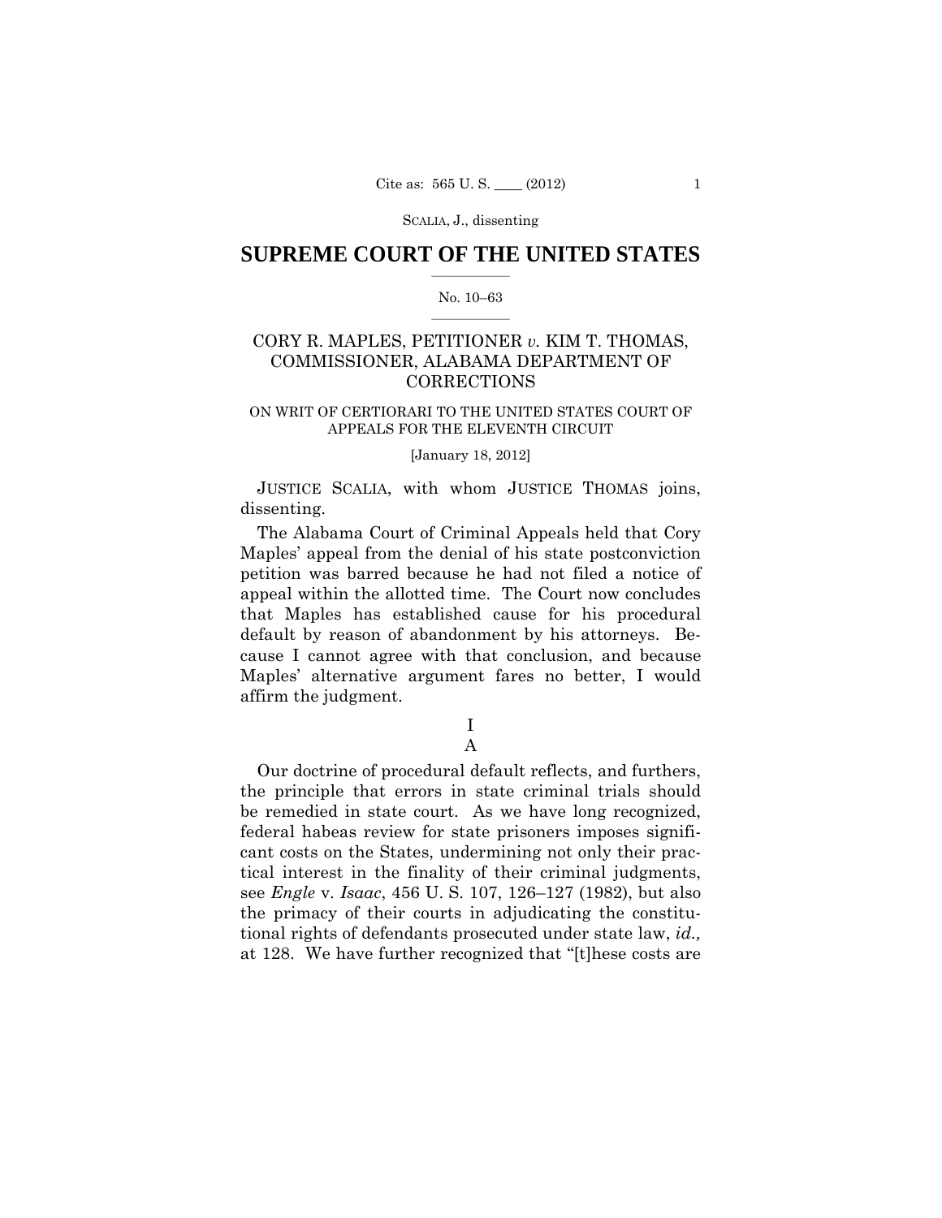## SUPREME COURT OF THE UNITED STATES

No. 10–63

CORY R. MAPLES, PETITIONER *v.* KIM T. THOMAS, COMMISSIONER, ALABAMA DEPARTMENT OF CORRECTIONS

ON WRIT OF CERTIORARI TO THE UNITED STATES COURT OF APPEALS FOR THE ELEVENTH CIRCUIT

[January 18, 2012]

JUSTICE SCALIA, with whom JUSTICE THOMAS joins, dissenting.

The Alabama Court of Criminal Appeals held that Cory Maples' appeal from the denial of his state postconviction petition was barred because he had not filed a notice of appeal within the allotted time. The Court now concludes that Maples has established cause for his procedural default by reason of abandonment by his attorneys. Because I cannot agree with that conclusion, and because Maples' alternative argument fares no better, I would affirm the judgment.

I

A

Our doctrine of procedural default reflects, and furthers, the principle that errors in state criminal trials should be remedied in state court. As we have long recognized, federal habeas review for state prisoners imposes significant costs on the States, undermining not only their practical interest in the finality of their criminal judgments, see *Engle* v. *Isaac*, 456 U. S. 107, 126–127 (1982), but also the primacy of their courts in adjudicating the constitutional rights of defendants prosecuted under state law, *id.,* at 128. We have further recognized that "[t]hese costs are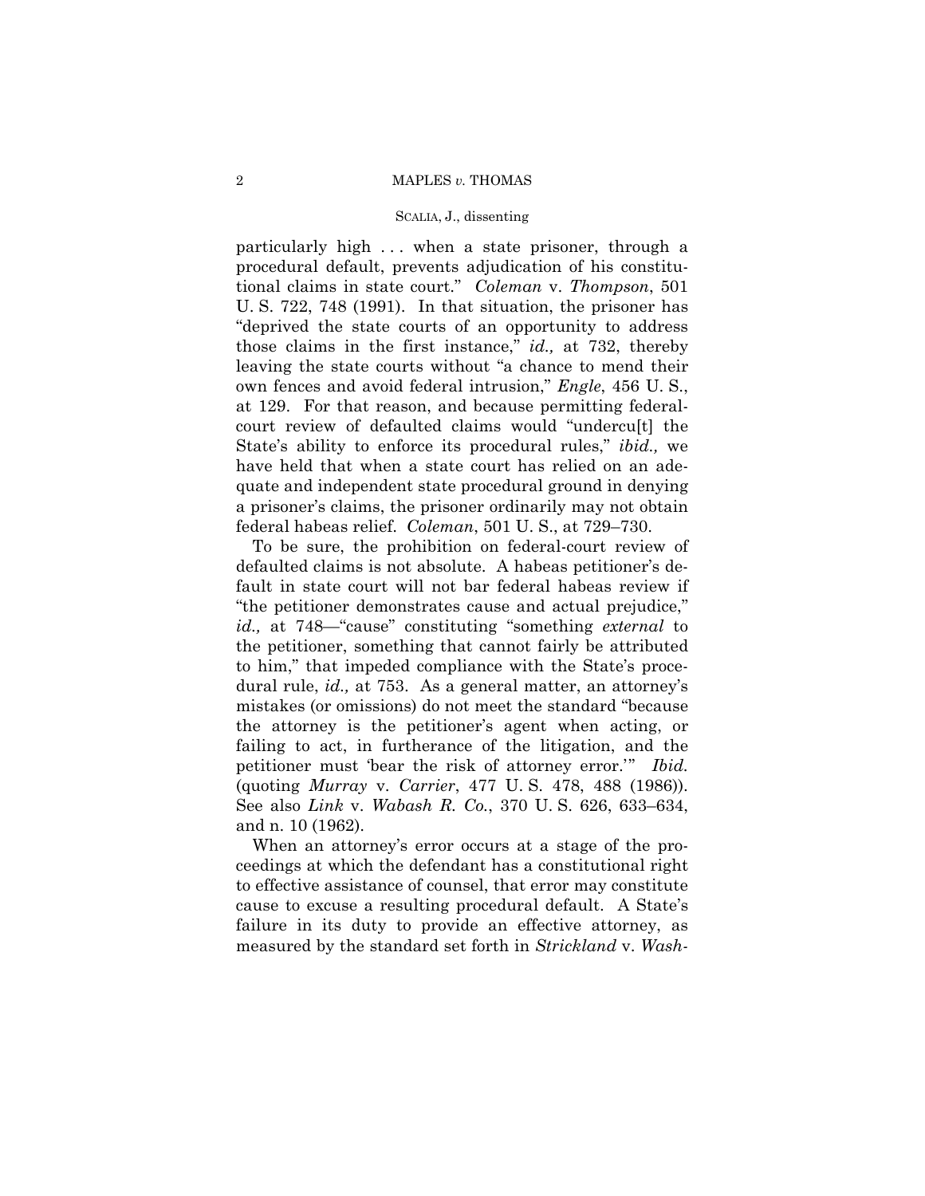particularly high . . . when a state prisoner, through a procedural default, prevents adjudication of his constitutional claims in state court." *Coleman* v. *Thompson*, 501 U. S. 722, 748 (1991). In that situation, the prisoner has "deprived the state courts of an opportunity to address those claims in the first instance," *id.,* at 732, thereby leaving the state courts without "a chance to mend their own fences and avoid federal intrusion," *Engle*, 456 U. S., at 129. For that reason, and because permitting federal-court review of defaulted claims would "undercu[t] the State's ability to enforce its procedural rules," *ibid.,* we have held that when a state court has relied on an adequate and independent state procedural ground in denying a prisoner's claims, the prisoner ordinarily may not obtain federal habeas relief. *Coleman*, 501 U. S., at 729–730.

To be sure, the prohibition on federal-court review of defaulted claims is not absolute. A habeas petitioner's default in state court will not bar federal habeas review if "the petitioner demonstrates cause and actual prejudice," *id.,* at 748—"cause" constituting "something *external* to the petitioner, something that cannot fairly be attributed to him," that impeded compliance with the State's procedural rule, *id.,* at 753. As a general matter, an attorney's mistakes (or omissions) do not meet the standard "because the attorney is the petitioner's agent when acting, or failing to act, in furtherance of the litigation, and the petitioner must 'bear the risk of attorney error.'" *Ibid.* (quoting *Murray* v. *Carrier*, 477 U. S. 478, 488 (1986)). See also *Link* v. *Wabash R. Co.*, 370 U. S. 626, 633–634, and n. 10 (1962).

When an attorney's error occurs at a stage of the proceedings at which the defendant has a constitutional right to effective assistance of counsel, that error may constitute cause to excuse a resulting procedural default. A State's failure in its duty to provide an effective attorney, as measured by the standard set forth in *Strickland* v. *Wash-*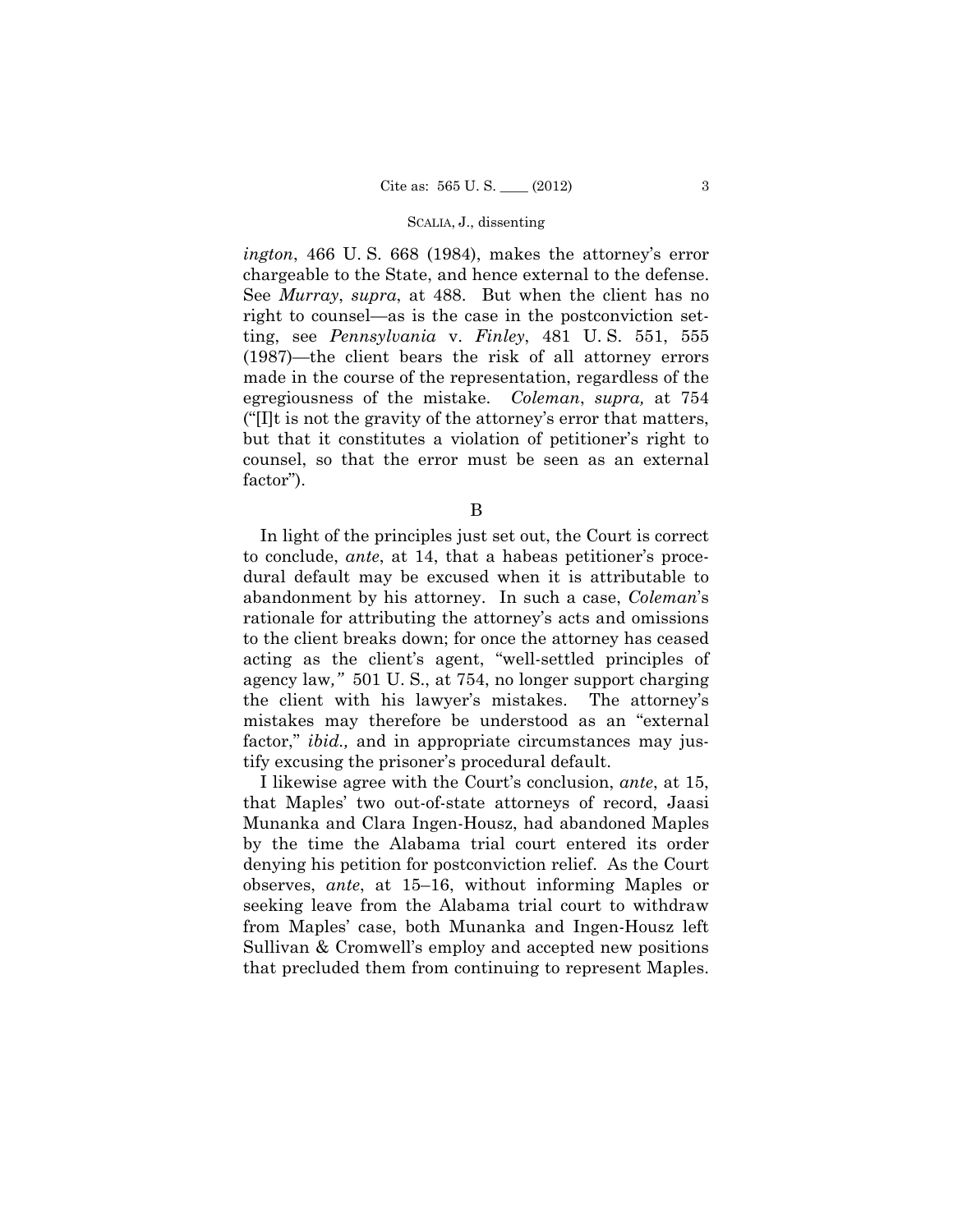*ington*, 466 U. S. 668 (1984), makes the attorney's error chargeable to the State, and hence external to the defense. See *Murray*, *supra*, at 488. But when the client has no right to counsel—as is the case in the postconviction setting, see *Pennsylvania* v. *Finley*, 481 U. S. 551, 555 (1987)—the client bears the risk of all attorney errors made in the course of the representation, regardless of the egregiousness of the mistake. *Coleman*, *supra,* at 754 ("[I]t is not the gravity of the attorney's error that matters, but that it constitutes a violation of petitioner's right to counsel, so that the error must be seen as an external factor").

B

In light of the principles just set out, the Court is correct to conclude, *ante*, at 14, that a habeas petitioner's procedural default may be excused when it is attributable to abandonment by his attorney. In such a case, *Coleman*'s rationale for attributing the attorney's acts and omissions to the client breaks down; for once the attorney has ceased acting as the client's agent, "well-settled principles of agency law*,"* 501 U. S., at 754, no longer support charging the client with his lawyer's mistakes. The attorney's mistakes may therefore be understood as an "external factor," *ibid.,* and in appropriate circumstances may justify excusing the prisoner's procedural default.

I likewise agree with the Court's conclusion, *ante*, at 15, that Maples' two out-of-state attorneys of record, Jaasi Munanka and Clara Ingen-Housz, had abandoned Maples by the time the Alabama trial court entered its order denying his petition for postconviction relief. As the Court observes, *ante*, at 15–16, without informing Maples or seeking leave from the Alabama trial court to withdraw from Maples' case, both Munanka and Ingen-Housz left Sullivan & Cromwell's employ and accepted new positions that precluded them from continuing to represent Maples.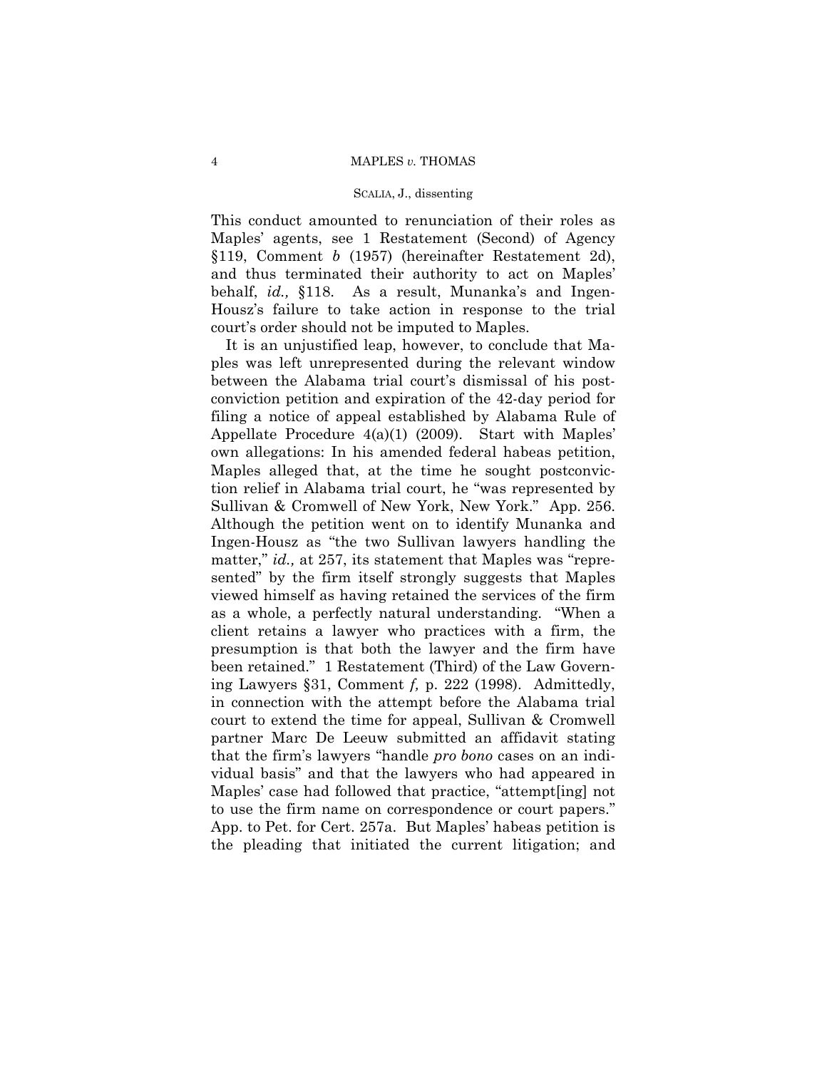This conduct amounted to renunciation of their roles as Maples' agents, see 1 Restatement (Second) of Agency §119, Comment *b* (1957) (hereinafter Restatement 2d), and thus terminated their authority to act on Maples' behalf, *id.,* §118. As a result, Munanka's and Ingen-Housz's failure to take action in response to the trial court's order should not be imputed to Maples.

It is an unjustified leap, however, to conclude that Maples was left unrepresented during the relevant window between the Alabama trial court's dismissal of his postconviction petition and expiration of the 42-day period for filing a notice of appeal established by Alabama Rule of Appellate Procedure 4(a)(1) (2009). Start with Maples' own allegations: In his amended federal habeas petition, Maples alleged that, at the time he sought postconviction relief in Alabama trial court, he "was represented by Sullivan & Cromwell of New York, New York." App. 256. Although the petition went on to identify Munanka and Ingen-Housz as "the two Sullivan lawyers handling the matter," *id.,* at 257, its statement that Maples was "represented" by the firm itself strongly suggests that Maples viewed himself as having retained the services of the firm as a whole, a perfectly natural understanding. "When a client retains a lawyer who practices with a firm, the presumption is that both the lawyer and the firm have been retained." 1 Restatement (Third) of the Law Governing Lawyers §31, Comment *f,* p. 222 (1998). Admittedly, in connection with the attempt before the Alabama trial court to extend the time for appeal, Sullivan & Cromwell partner Marc De Leeuw submitted an affidavit stating that the firm's lawyers "handle *pro bono* cases on an individual basis" and that the lawyers who had appeared in Maples' case had followed that practice, "attempt[ing] not to use the firm name on correspondence or court papers." App. to Pet. for Cert. 257a. But Maples' habeas petition is the pleading that initiated the current litigation; and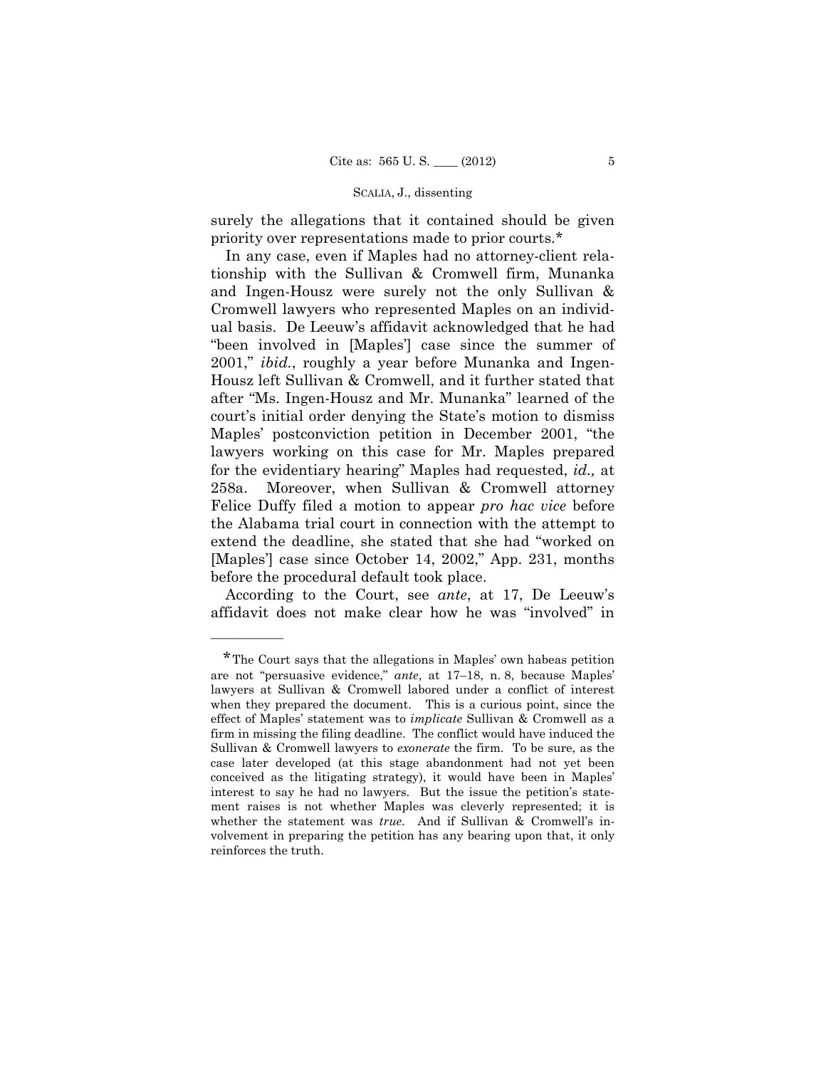surely the allegations that it contained should be given priority over representations made to prior courts.*

In any case, even if Maples had no attorney-client relationship with the Sullivan & Cromwell firm, Munanka and Ingen-Housz were surely not the only Sullivan & Cromwell lawyers who represented Maples on an individual basis. De Leeuw's affidavit acknowledged that he had "been involved in [Maples'] case since the summer of 2001," *ibid.*, roughly a year before Munanka and Ingen-Housz left Sullivan & Cromwell, and it further stated that after "Ms. Ingen-Housz and Mr. Munanka" learned of the court's initial order denying the State's motion to dismiss Maples' postconviction petition in December 2001, "the lawyers working on this case for Mr. Maples prepared for the evidentiary hearing" Maples had requested, *id.,* at 258a. Moreover, when Sullivan & Cromwell attorney Felice Duffy filed a motion to appear *pro hac vice* before the Alabama trial court in connection with the attempt to extend the deadline, she stated that she had "worked on [Maples'] case since October 14, 2002," App. 231, months before the procedural default took place.

According to the Court, see *ante*, at 17, De Leeuw's affidavit does not make clear how he was "involved" in

---

*The Court says that the allegations in Maples' own habeas petition are not "persuasive evidence," *ante*, at 17–18, n. 8, because Maples' lawyers at Sullivan & Cromwell labored under a conflict of interest when they prepared the document. This is a curious point, since the effect of Maples' statement was to *implicate* Sullivan & Cromwell as a firm in missing the filing deadline. The conflict would have induced the Sullivan & Cromwell lawyers to *exonerate* the firm. To be sure, as the case later developed (at this stage abandonment had not yet been conceived as the litigating strategy), it would have been in Maples' interest to say he had no lawyers. But the issue the petition's statement raises is not whether Maples was cleverly represented; it is whether the statement was *true*. And if Sullivan & Cromwell's involvement in preparing the petition has any bearing upon that, it only reinforces the truth.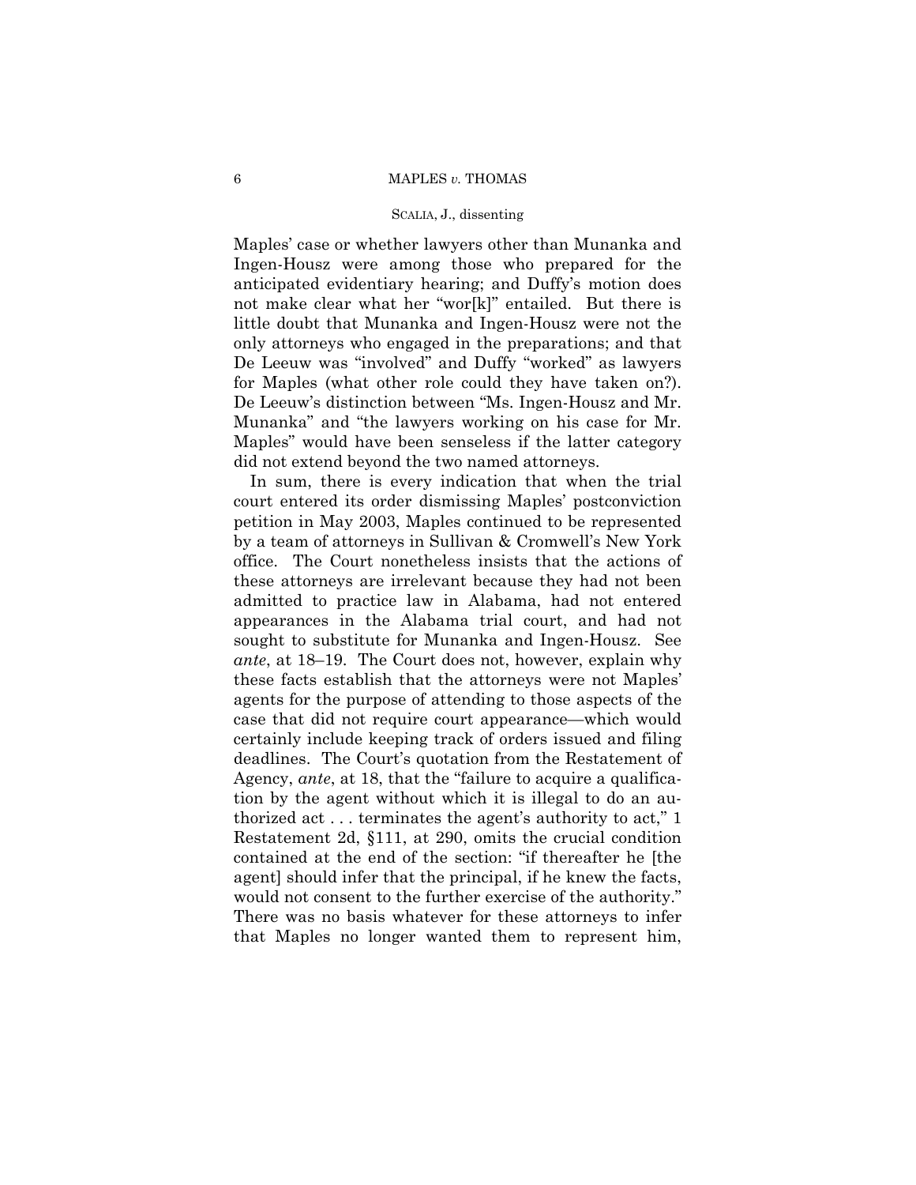Maples' case or whether lawyers other than Munanka and Ingen-Housz were among those who prepared for the anticipated evidentiary hearing; and Duffy's motion does not make clear what her "wor[k]" entailed. But there is little doubt that Munanka and Ingen-Housz were not the only attorneys who engaged in the preparations; and that De Leeuw was "involved" and Duffy "worked" as lawyers for Maples (what other role could they have taken on?). De Leeuw's distinction between "Ms. Ingen-Housz and Mr. Munanka" and "the lawyers working on his case for Mr. Maples" would have been senseless if the latter category did not extend beyond the two named attorneys.

In sum, there is every indication that when the trial court entered its order dismissing Maples' postconviction petition in May 2003, Maples continued to be represented by a team of attorneys in Sullivan & Cromwell's New York office. The Court nonetheless insists that the actions of these attorneys are irrelevant because they had not been admitted to practice law in Alabama, had not entered appearances in the Alabama trial court, and had not sought to substitute for Munanka and Ingen-Housz. See *ante*, at 18–19. The Court does not, however, explain why these facts establish that the attorneys were not Maples' agents for the purpose of attending to those aspects of the case that did not require court appearance—which would certainly include keeping track of orders issued and filing deadlines. The Court's quotation from the Restatement of Agency, *ante*, at 18, that the "failure to acquire a qualification by the agent without which it is illegal to do an authorized act . . . terminates the agent's authority to act," 1 Restatement 2d, §111, at 290, omits the crucial condition contained at the end of the section: "if thereafter he [the agent] should infer that the principal, if he knew the facts, would not consent to the further exercise of the authority." There was no basis whatever for these attorneys to infer that Maples no longer wanted them to represent him,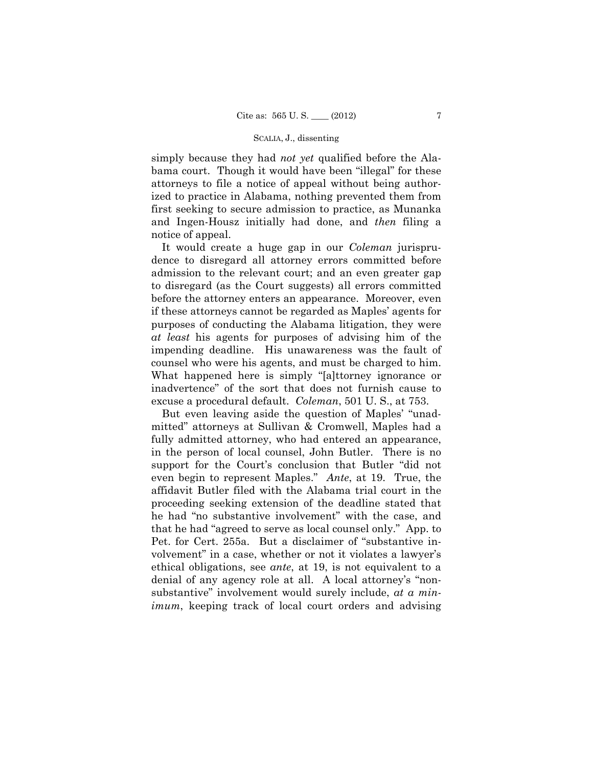simply because they had *not yet* qualified before the Alabama court. Though it would have been "illegal" for these attorneys to file a notice of appeal without being authorized to practice in Alabama, nothing prevented them from first seeking to secure admission to practice, as Munanka and Ingen-Housz initially had done, and *then* filing a notice of appeal.

It would create a huge gap in our *Coleman* jurisprudence to disregard all attorney errors committed before admission to the relevant court; and an even greater gap to disregard (as the Court suggests) all errors committed before the attorney enters an appearance. Moreover, even if these attorneys cannot be regarded as Maples' agents for purposes of conducting the Alabama litigation, they were *at least* his agents for purposes of advising him of the impending deadline. His unawareness was the fault of counsel who were his agents, and must be charged to him. What happened here is simply "[a]ttorney ignorance or inadvertence" of the sort that does not furnish cause to excuse a procedural default. *Coleman*, 501 U. S., at 753.

But even leaving aside the question of Maples' "unadmitted" attorneys at Sullivan & Cromwell, Maples had a fully admitted attorney, who had entered an appearance, in the person of local counsel, John Butler. There is no support for the Court's conclusion that Butler "did not even begin to represent Maples." *Ante*, at 19. True, the affidavit Butler filed with the Alabama trial court in the proceeding seeking extension of the deadline stated that he had "no substantive involvement" with the case, and that he had "agreed to serve as local counsel only." App. to Pet. for Cert. 255a. But a disclaimer of "substantive involvement" in a case, whether or not it violates a lawyer's ethical obligations, see *ante*, at 19, is not equivalent to a denial of any agency role at all. A local attorney's "nonsubstantive" involvement would surely include, *at a minimum*, keeping track of local court orders and advising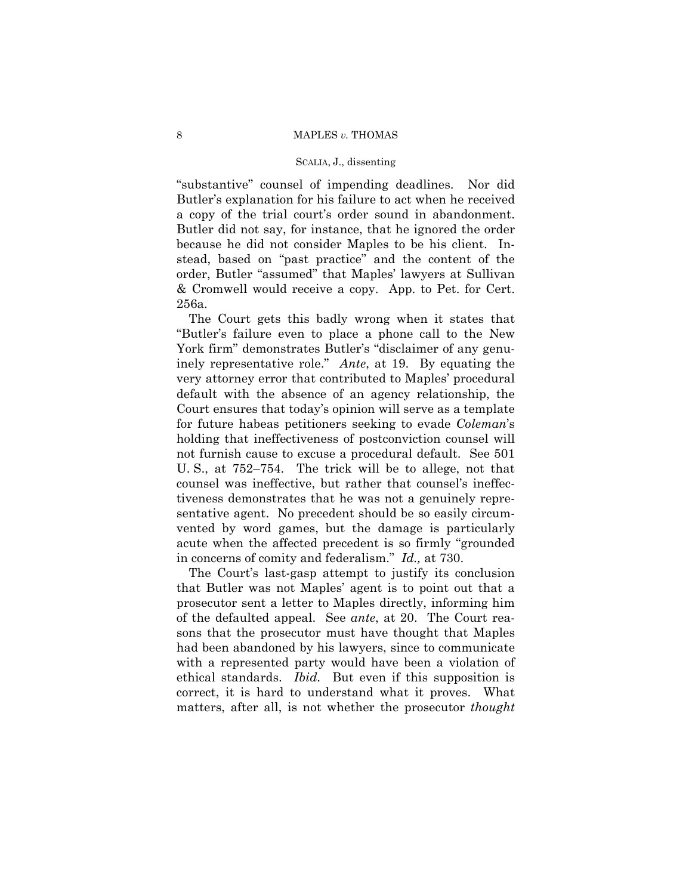"substantive" counsel of impending deadlines. Nor did Butler's explanation for his failure to act when he received a copy of the trial court's order sound in abandonment. Butler did not say, for instance, that he ignored the order because he did not consider Maples to be his client. Instead, based on "past practice" and the content of the order, Butler "assumed" that Maples' lawyers at Sullivan & Cromwell would receive a copy. App. to Pet. for Cert. 256a.

The Court gets this badly wrong when it states that "Butler's failure even to place a phone call to the New York firm" demonstrates Butler's "disclaimer of any genuinely representative role." *Ante*, at 19. By equating the very attorney error that contributed to Maples' procedural default with the absence of an agency relationship, the Court ensures that today's opinion will serve as a template for future habeas petitioners seeking to evade *Coleman*'s holding that ineffectiveness of postconviction counsel will not furnish cause to excuse a procedural default. See 501 U. S., at 752–754. The trick will be to allege, not that counsel was ineffective, but rather that counsel's ineffectiveness demonstrates that he was not a genuinely representative agent. No precedent should be so easily circumvented by word games, but the damage is particularly acute when the affected precedent is so firmly "grounded in concerns of comity and federalism." *Id.,* at 730.

The Court's last-gasp attempt to justify its conclusion that Butler was not Maples' agent is to point out that a prosecutor sent a letter to Maples directly, informing him of the defaulted appeal. See *ante*, at 20. The Court reasons that the prosecutor must have thought that Maples had been abandoned by his lawyers, since to communicate with a represented party would have been a violation of ethical standards. *Ibid.* But even if this supposition is correct, it is hard to understand what it proves. What matters, after all, is not whether the prosecutor *thought*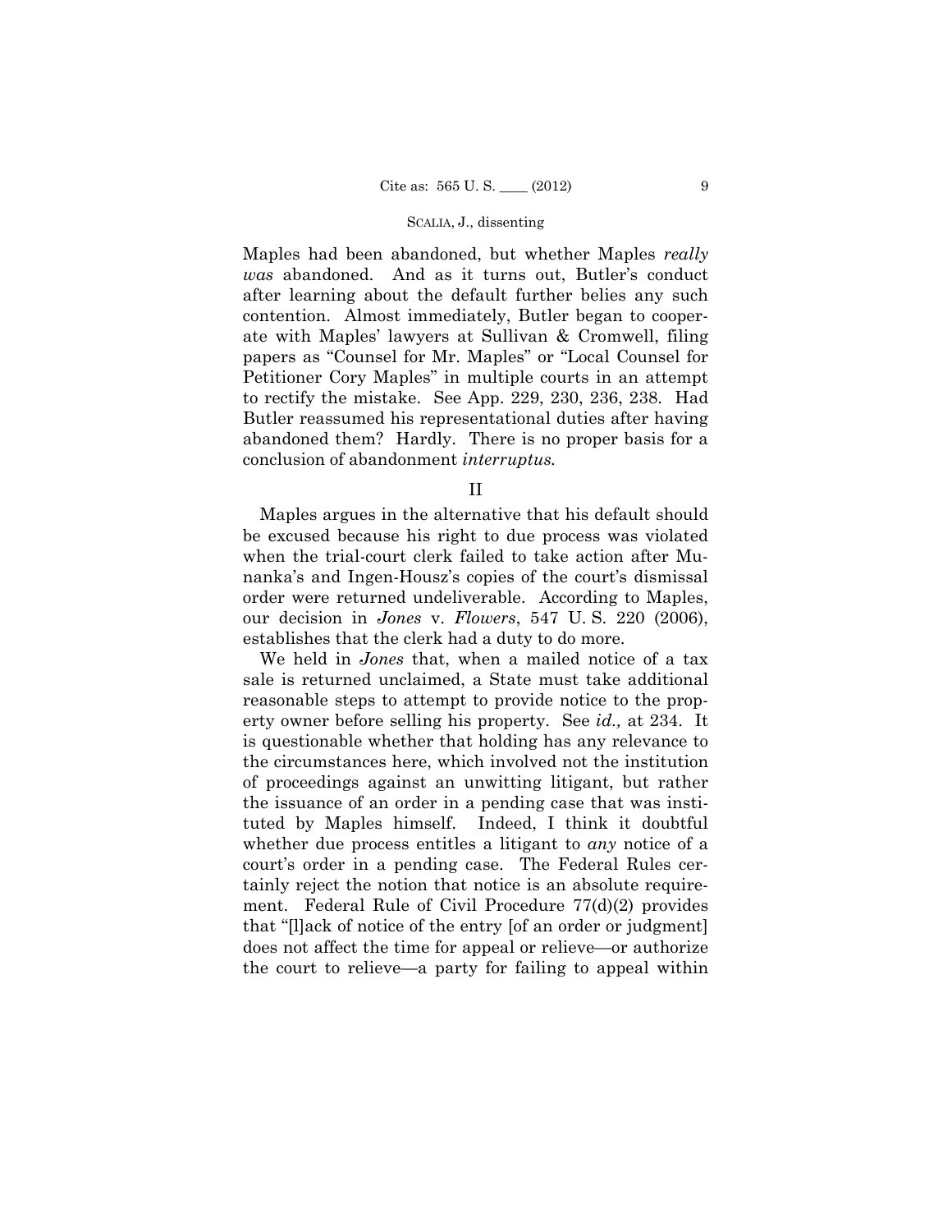Maples had been abandoned, but whether Maples *really was* abandoned. And as it turns out, Butler's conduct after learning about the default further belies any such contention. Almost immediately, Butler began to cooperate with Maples' lawyers at Sullivan & Cromwell, filing papers as "Counsel for Mr. Maples" or "Local Counsel for Petitioner Cory Maples" in multiple courts in an attempt to rectify the mistake. See App. 229, 230, 236, 238. Had Butler reassumed his representational duties after having abandoned them? Hardly. There is no proper basis for a conclusion of abandonment *interruptus*.

## II

Maples argues in the alternative that his default should be excused because his right to due process was violated when the trial-court clerk failed to take action after Munanka's and Ingen-Housz's copies of the court's dismissal order were returned undeliverable. According to Maples, our decision in *Jones* v. *Flowers*, 547 U. S. 220 (2006), establishes that the clerk had a duty to do more.

We held in *Jones* that, when a mailed notice of a tax sale is returned unclaimed, a State must take additional reasonable steps to attempt to provide notice to the property owner before selling his property. See *id.,* at 234. It is questionable whether that holding has any relevance to the circumstances here, which involved not the institution of proceedings against an unwitting litigant, but rather the issuance of an order in a pending case that was instituted by Maples himself. Indeed, I think it doubtful whether due process entitles a litigant to *any* notice of a court's order in a pending case. The Federal Rules certainly reject the notion that notice is an absolute requirement. Federal Rule of Civil Procedure 77(d)(2) provides that "[l]ack of notice of the entry [of an order or judgment] does not affect the time for appeal or relieve—or authorize the court to relieve—a party for failing to appeal within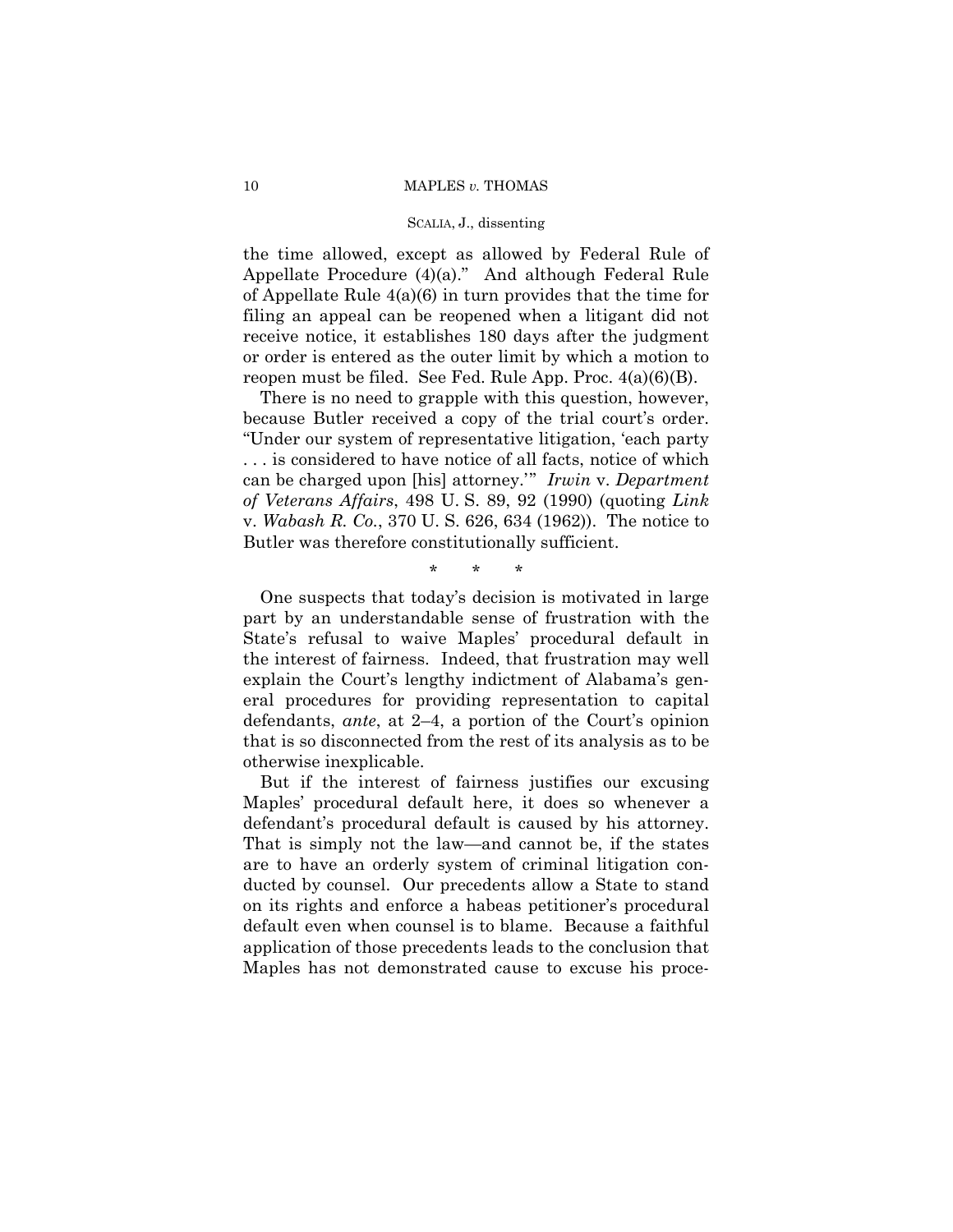the time allowed, except as allowed by Federal Rule of Appellate Procedure (4)(a)." And although Federal Rule of Appellate Rule 4(a)(6) in turn provides that the time for filing an appeal can be reopened when a litigant did not receive notice, it establishes 180 days after the judgment or order is entered as the outer limit by which a motion to reopen must be filed. See Fed. Rule App. Proc. 4(a)(6)(B).

There is no need to grapple with this question, however, because Butler received a copy of the trial court's order. "Under our system of representative litigation, 'each party . . . is considered to have notice of all facts, notice of which can be charged upon [his] attorney.'" *Irwin* v. *Department of Veterans Affairs*, 498 U. S. 89, 92 (1990) (quoting *Link* v. *Wabash R. Co.*, 370 U. S. 626, 634 (1962)). The notice to Butler was therefore constitutionally sufficient.

\* \* \*

One suspects that today's decision is motivated in large part by an understandable sense of frustration with the State's refusal to waive Maples' procedural default in the interest of fairness. Indeed, that frustration may well explain the Court's lengthy indictment of Alabama's general procedures for providing representation to capital defendants, *ante*, at 2–4, a portion of the Court's opinion that is so disconnected from the rest of its analysis as to be otherwise inexplicable.

But if the interest of fairness justifies our excusing Maples' procedural default here, it does so whenever a defendant's procedural default is caused by his attorney. That is simply not the law—and cannot be, if the states are to have an orderly system of criminal litigation conducted by counsel. Our precedents allow a State to stand on its rights and enforce a habeas petitioner's procedural default even when counsel is to blame. Because a faithful application of those precedents leads to the conclusion that Maples has not demonstrated cause to excuse his proce-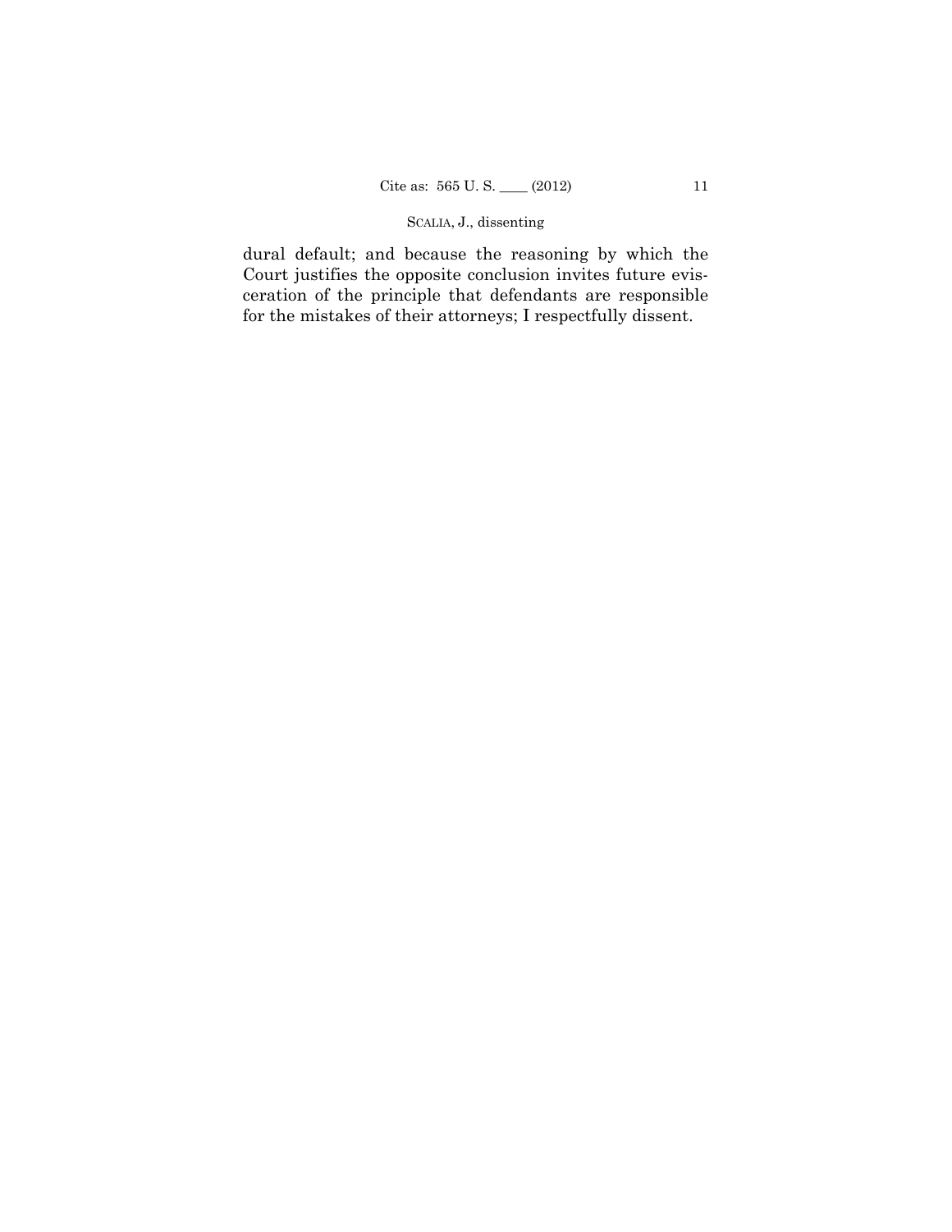dural default; and because the reasoning by which the Court justifies the opposite conclusion invites future evisceration of the principle that defendants are responsible for the mistakes of their attorneys; I respectfully dissent.